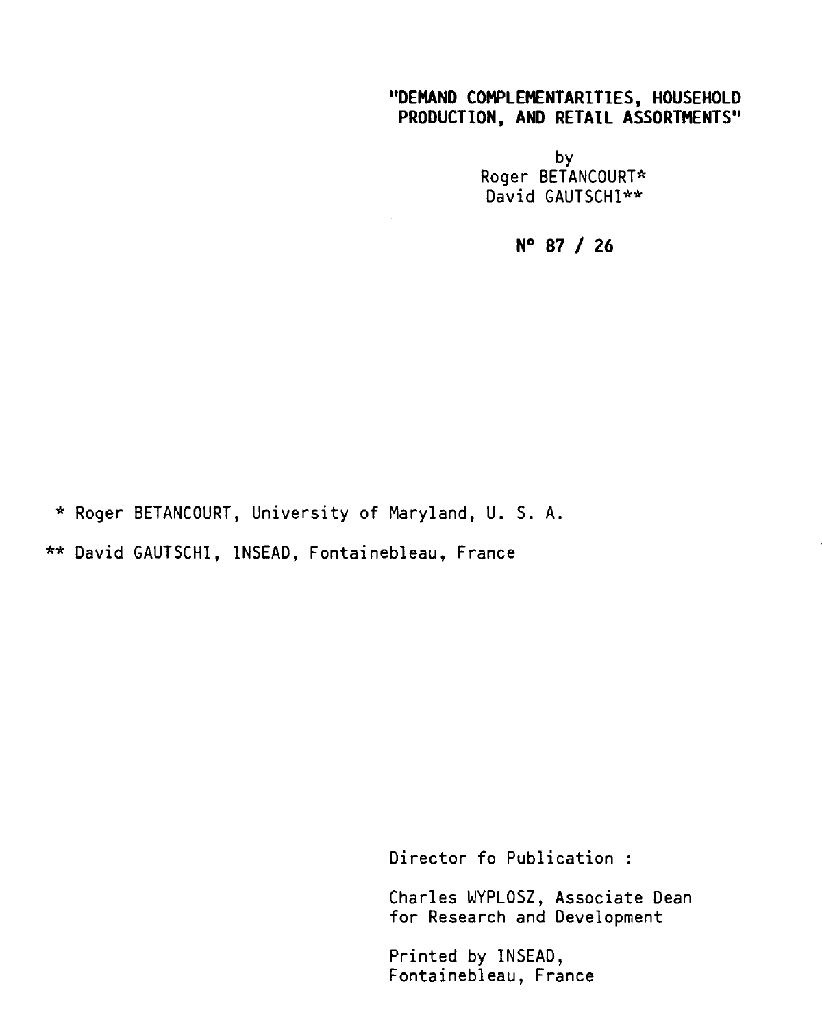# "DEMAND COMPLEMENTARITIES, HOUSEHOLD PRODUCTION, AND RETAIL ASSORTMENTS"

by
Roger BETANCOURT*
David GAUTSCHI**

**N° 87 / 26**

\* Roger BETANCOURT, University of Maryland, U. S. A.

\*\* David GAUTSCHI, INSEAD, Fontainebleau, France

Director fo Publication :

Charles WYPLOSZ, Associate Dean for Research and Development

Printed by INSEAD, Fontainebleau, France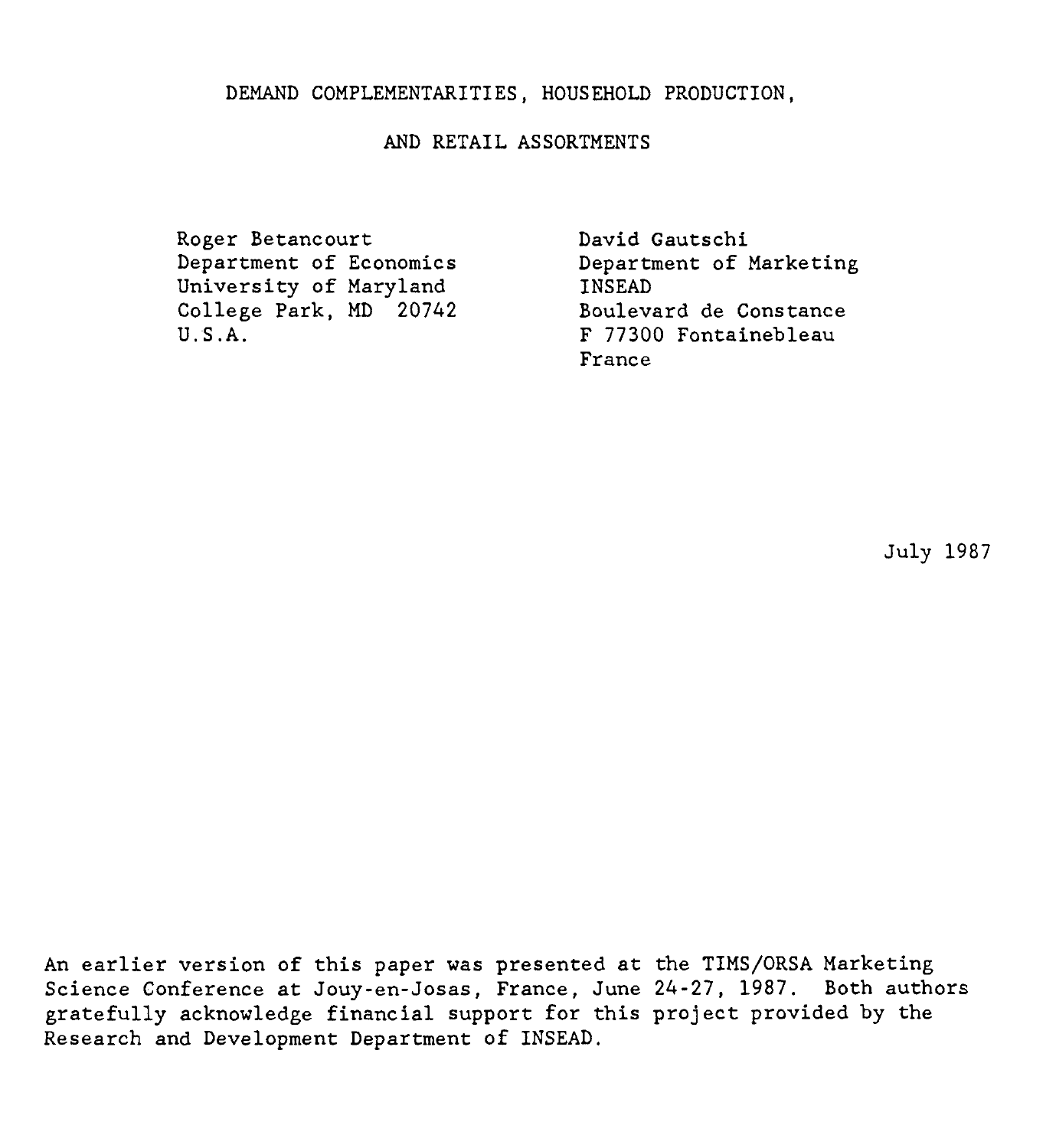# DEMAND COMPLEMENTARITIES, HOUSEHOLD PRODUCTION, AND RETAIL ASSORTMENTS

Roger Betancourt
Department of Economics
University of Maryland
College Park, MD 20742
U.S.A.

David Gautschi
Department of Marketing
INSEAD
Boulevard de Constance
F 77300 Fontainebleau
France

July 1987

An earlier version of this paper was presented at the TIMS/ORSA Marketing Science Conference at Jouy-en-Josas, France, June 24-27, 1987. Both authors gratefully acknowledge financial support for this project provided by the Research and Development Department of INSEAD.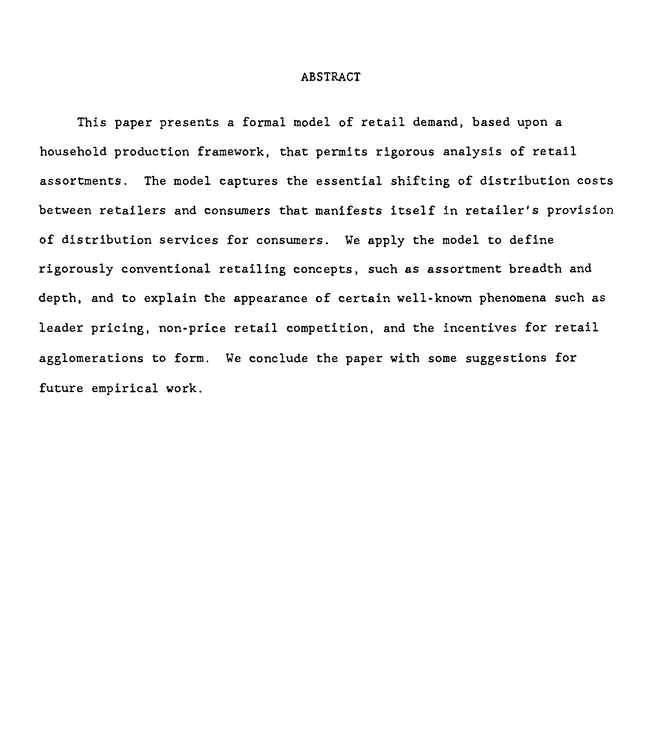# ABSTRACT

This paper presents a formal model of retail demand, based upon a household production framework, that permits rigorous analysis of retail assortments. The model captures the essential shifting of distribution costs between retailers and consumers that manifests itself in retailer's provision of distribution services for consumers. We apply the model to define rigorously conventional retailing concepts, such as assortment breadth and depth, and to explain the appearance of certain well-known phenomena such as leader pricing, non-price retail competition, and the incentives for retail agglomerations to form. We conclude the paper with some suggestions for future empirical work.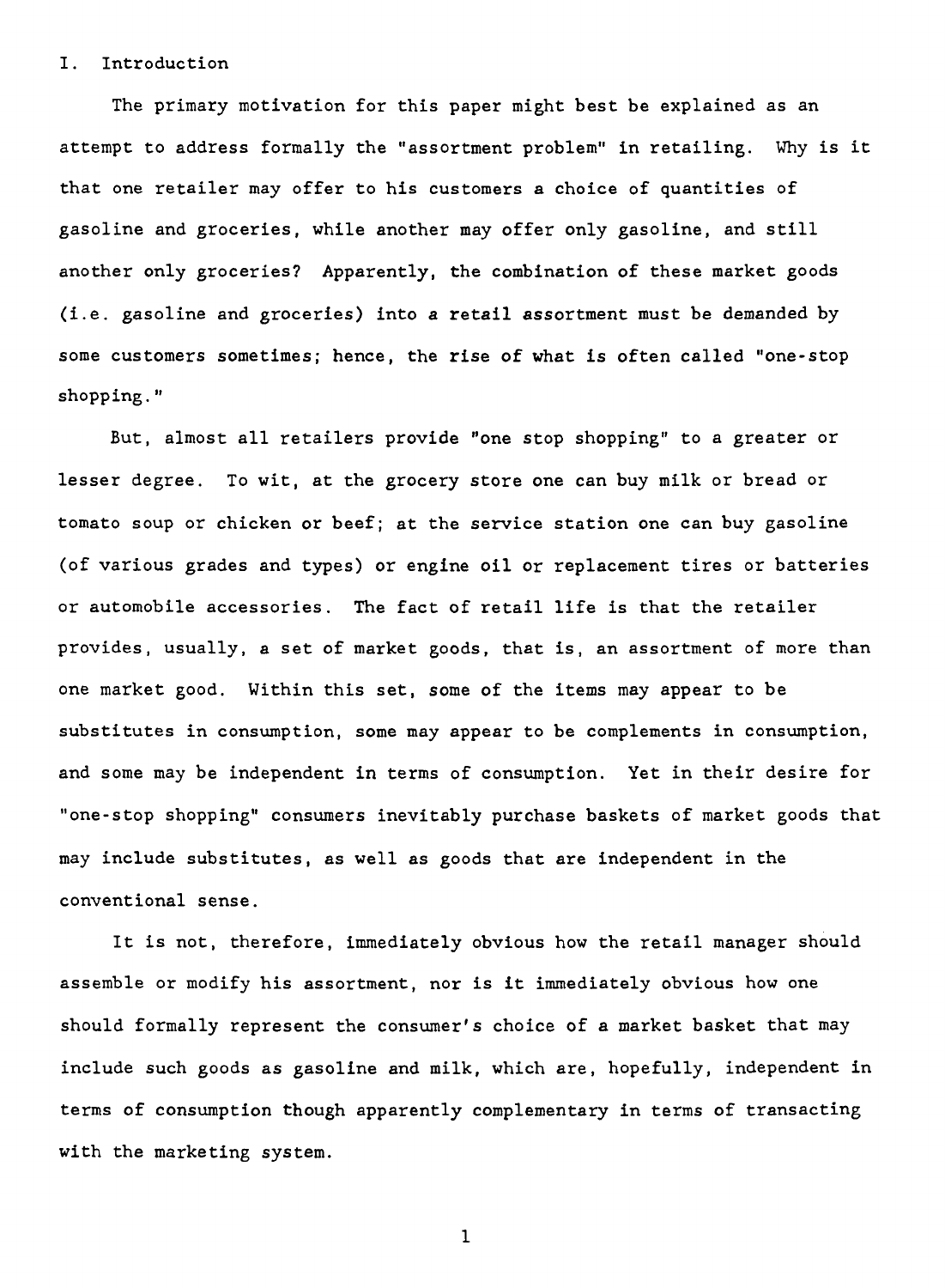## I. Introduction

The primary motivation for this paper might best be explained as an attempt to address formally the "assortment problem" in retailing. Why is it that one retailer may offer to his customers a choice of quantities of gasoline and groceries, while another may offer only gasoline, and still another only groceries? Apparently, the combination of these market goods (i.e. gasoline and groceries) into a retail assortment must be demanded by some customers sometimes; hence, the rise of what is often called "one-stop shopping."

But, almost all retailers provide "one stop shopping" to a greater or lesser degree. To wit, at the grocery store one can buy milk or bread or tomato soup or chicken or beef; at the service station one can buy gasoline (of various grades and types) or engine oil or replacement tires or batteries or automobile accessories. The fact of retail life is that the retailer provides, usually, a set of market goods, that is, an assortment of more than one market good. Within this set, some of the items may appear to be substitutes in consumption, some may appear to be complements in consumption, and some may be independent in terms of consumption. Yet in their desire for "one-stop shopping" consumers inevitably purchase baskets of market goods that may include substitutes, as well as goods that are independent in the conventional sense.

It is not, therefore, immediately obvious how the retail manager should assemble or modify his assortment, nor is it immediately obvious how one should formally represent the consumer's choice of a market basket that may include such goods as gasoline and milk, which are, hopefully, independent in terms of consumption though apparently complementary in terms of transacting with the marketing system.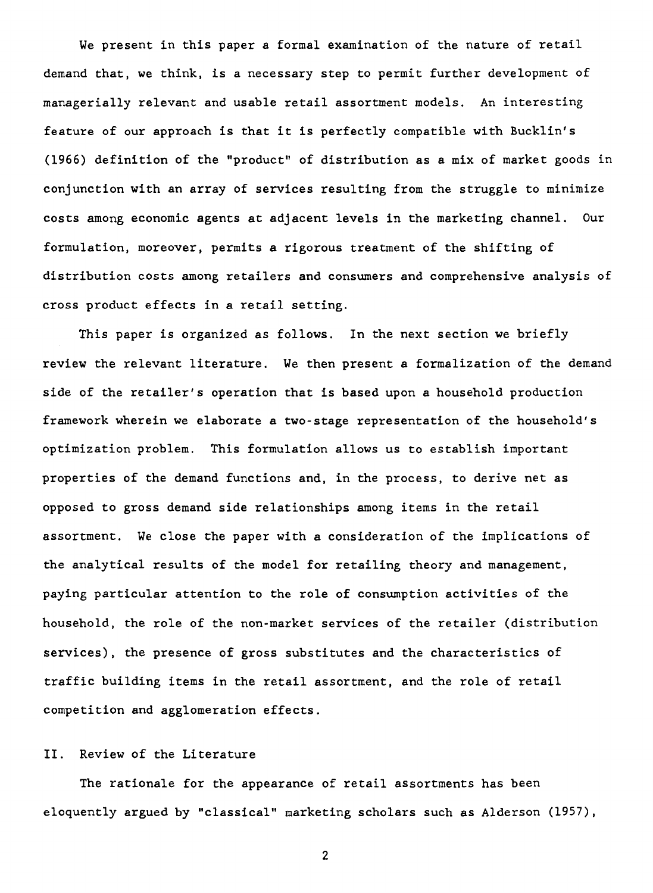We present in this paper a formal examination of the nature of retail demand that, we think, is a necessary step to permit further development of managerially relevant and usable retail assortment models. An interesting feature of our approach is that it is perfectly compatible with Bucklin's (1966) definition of the "product" of distribution as a mix of market goods in conjunction with an array of services resulting from the struggle to minimize costs among economic agents at adjacent levels in the marketing channel. Our formulation, moreover, permits a rigorous treatment of the shifting of distribution costs among retailers and consumers and comprehensive analysis of cross product effects in a retail setting.

This paper is organized as follows. In the next section we briefly review the relevant literature. We then present a formalization of the demand side of the retailer's operation that is based upon a household production framework wherein we elaborate a two-stage representation of the household's optimization problem. This formulation allows us to establish important properties of the demand functions and, in the process, to derive net as opposed to gross demand side relationships among items in the retail assortment. We close the paper with a consideration of the implications of the analytical results of the model for retailing theory and management, paying particular attention to the role of consumption activities of the household, the role of the non-market services of the retailer (distribution services), the presence of gross substitutes and the characteristics of traffic building items in the retail assortment, and the role of retail competition and agglomeration effects.

## II. Review of the Literature

The rationale for the appearance of retail assortments has been eloquently argued by "classical" marketing scholars such as Alderson (1957),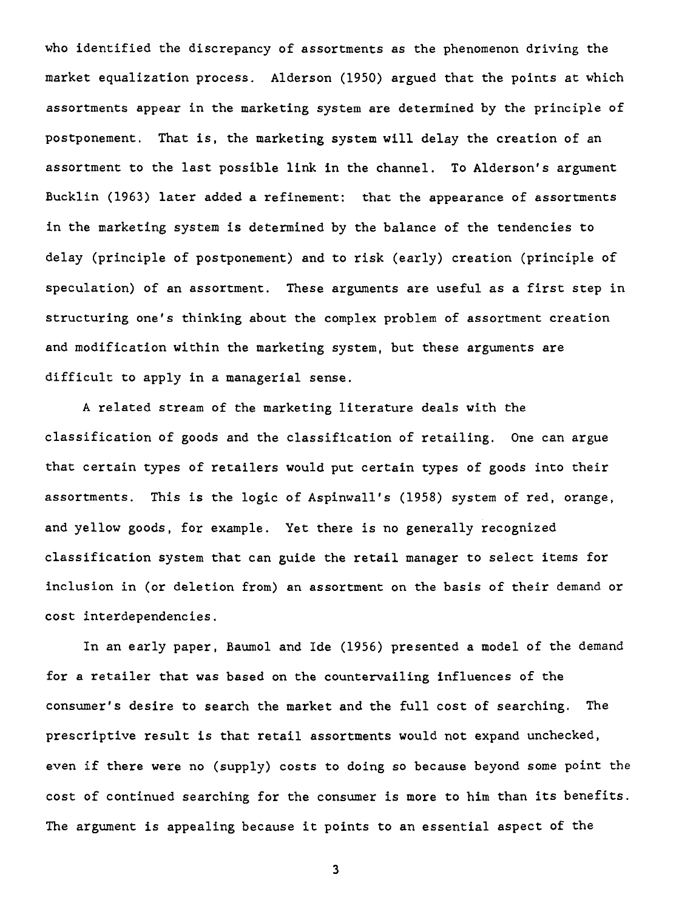who identified the discrepancy of assortments as the phenomenon driving the market equalization process. Alderson (1950) argued that the points at which assortments appear in the marketing system are determined by the principle of postponement. That is, the marketing system will delay the creation of an assortment to the last possible link in the channel. To Alderson's argument Bucklin (1963) later added a refinement: that the appearance of assortments in the marketing system is determined by the balance of the tendencies to delay (principle of postponement) and to risk (early) creation (principle of speculation) of an assortment. These arguments are useful as a first step in structuring one's thinking about the complex problem of assortment creation and modification within the marketing system, but these arguments are difficult to apply in a managerial sense.

A related stream of the marketing literature deals with the classification of goods and the classification of retailing. One can argue that certain types of retailers would put certain types of goods into their assortments. This is the logic of Aspinwall's (1958) system of red, orange, and yellow goods, for example. Yet there is no generally recognized classification system that can guide the retail manager to select items for inclusion in (or deletion from) an assortment on the basis of their demand or cost interdependencies.

In an early paper, Baumol and Ide (1956) presented a model of the demand for a retailer that was based on the countervailing influences of the consumer's desire to search the market and the full cost of searching. The prescriptive result is that retail assortments would not expand unchecked, even if there were no (supply) costs to doing so because beyond some point the cost of continued searching for the consumer is more to him than its benefits. The argument is appealing because it points to an essential aspect of the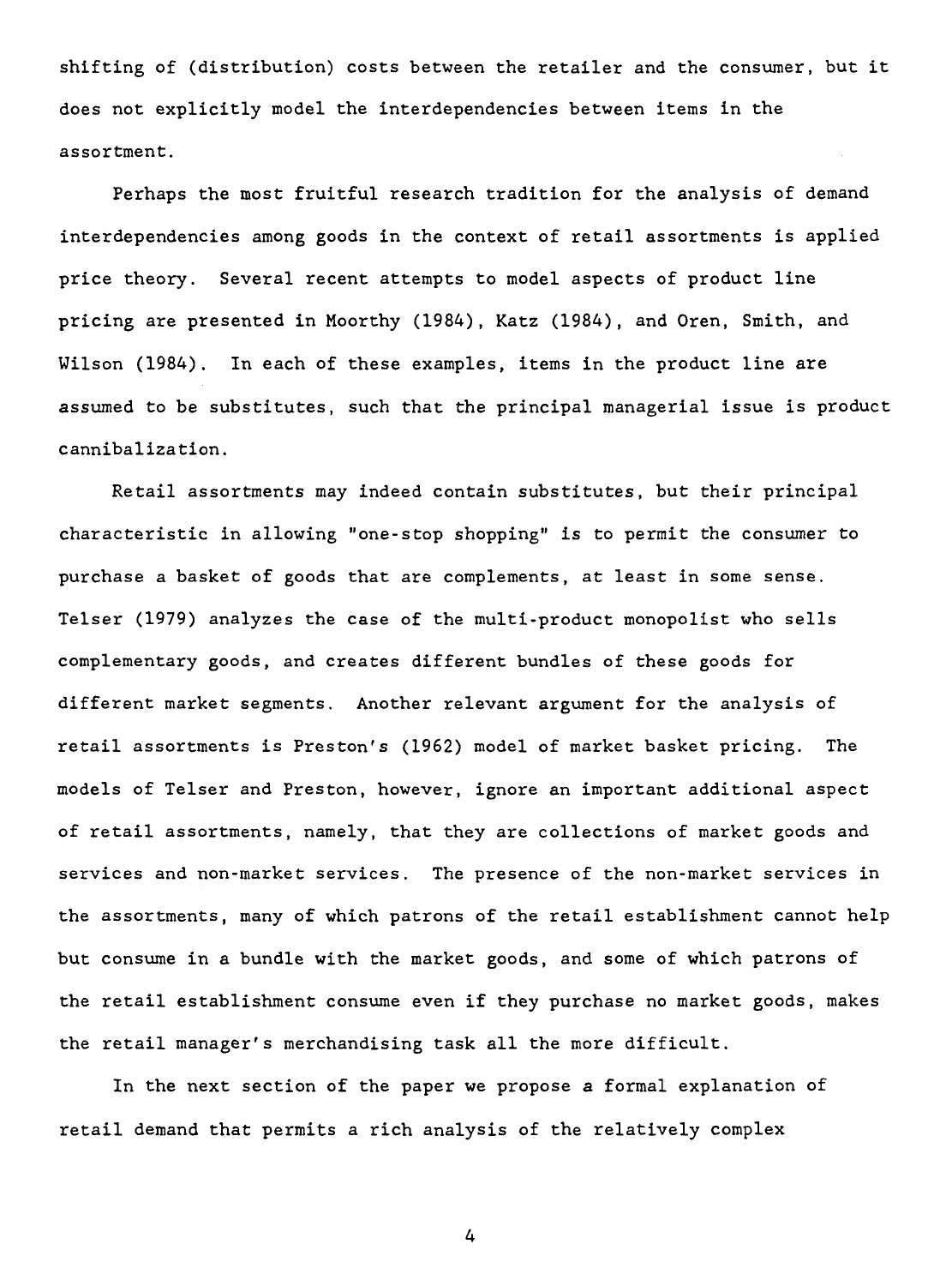shifting of (distribution) costs between the retailer and the consumer, but it does not explicitly model the interdependencies between items in the assortment.

Perhaps the most fruitful research tradition for the analysis of demand interdependencies among goods in the context of retail assortments is applied price theory. Several recent attempts to model aspects of product line pricing are presented in Moorthy (1984), Katz (1984), and Oren, Smith, and Wilson (1984). In each of these examples, items in the product line are assumed to be substitutes, such that the principal managerial issue is product cannibalization.

Retail assortments may indeed contain substitutes, but their principal characteristic in allowing "one-stop shopping" is to permit the consumer to purchase a basket of goods that are complements, at least in some sense. Telser (1979) analyzes the case of the multi-product monopolist who sells complementary goods, and creates different bundles of these goods for different market segments. Another relevant argument for the analysis of retail assortments is Preston's (1962) model of market basket pricing. The models of Telser and Preston, however, ignore an important additional aspect of retail assortments, namely, that they are collections of market goods and services and non-market services. The presence of the non-market services in the assortments, many of which patrons of the retail establishment cannot help but consume in a bundle with the market goods, and some of which patrons of the retail establishment consume even if they purchase no market goods, makes the retail manager's merchandising task all the more difficult.

In the next section of the paper we propose a formal explanation of retail demand that permits a rich analysis of the relatively complex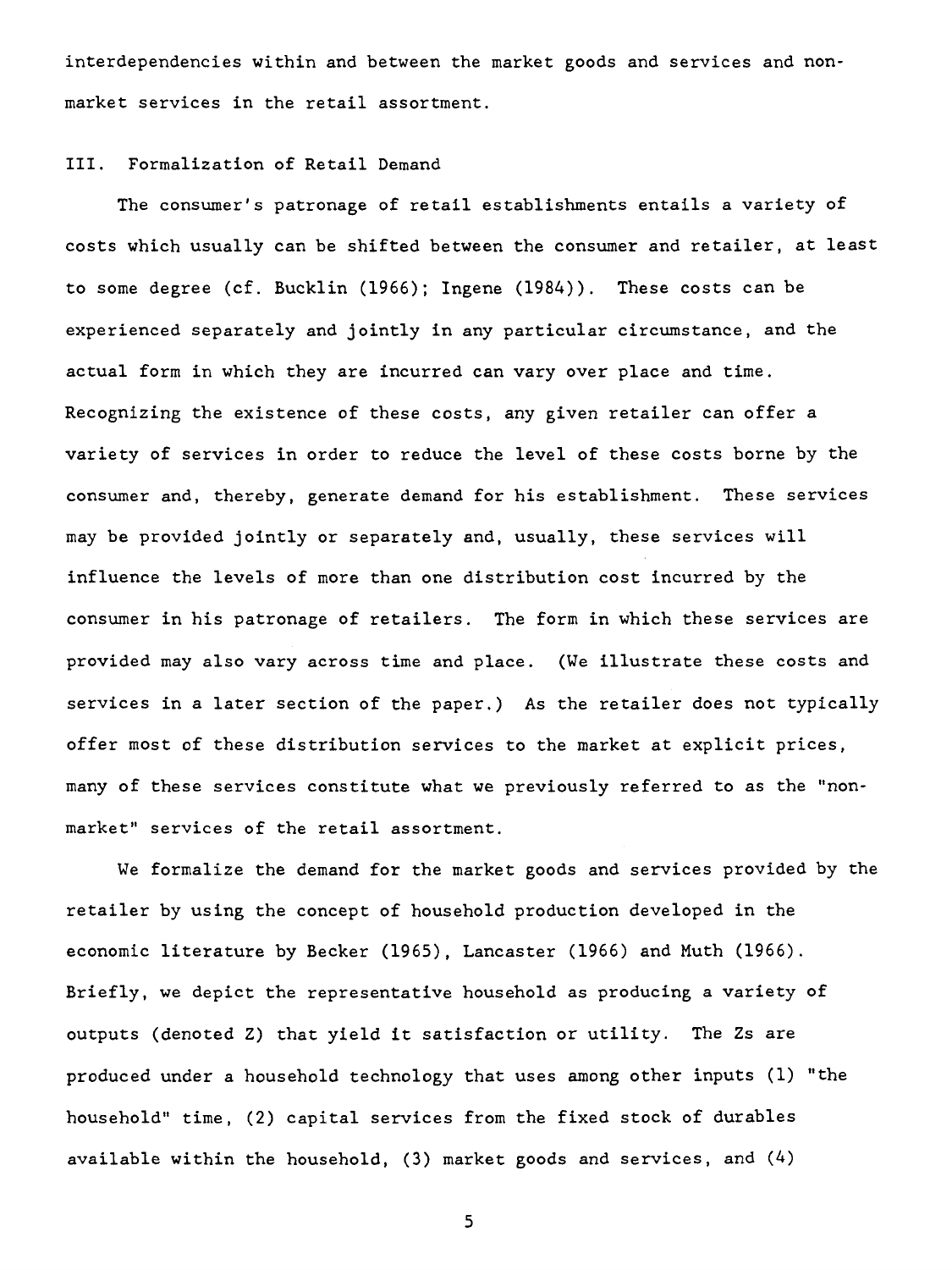interdependencies within and between the market goods and services and non-market services in the retail assortment.

## III. Formalization of Retail Demand

The consumer's patronage of retail establishments entails a variety of costs which usually can be shifted between the consumer and retailer, at least to some degree (cf. Bucklin (1966); Ingene (1984)). These costs can be experienced separately and jointly in any particular circumstance, and the actual form in which they are incurred can vary over place and time. Recognizing the existence of these costs, any given retailer can offer a variety of services in order to reduce the level of these costs borne by the consumer and, thereby, generate demand for his establishment. These services may be provided jointly or separately and, usually, these services will influence the levels of more than one distribution cost incurred by the consumer in his patronage of retailers. The form in which these services are provided may also vary across time and place. (We illustrate these costs and services in a later section of the paper.) As the retailer does not typically offer most of these distribution services to the market at explicit prices, many of these services constitute what we previously referred to as the "non-market" services of the retail assortment.

We formalize the demand for the market goods and services provided by the retailer by using the concept of household production developed in the economic literature by Becker (1965), Lancaster (1966) and Muth (1966). Briefly, we depict the representative household as producing a variety of outputs (denoted Z) that yield it satisfaction or utility. The Zs are produced under a household technology that uses among other inputs (1) "the household" time, (2) capital services from the fixed stock of durables available within the household, (3) market goods and services, and (4)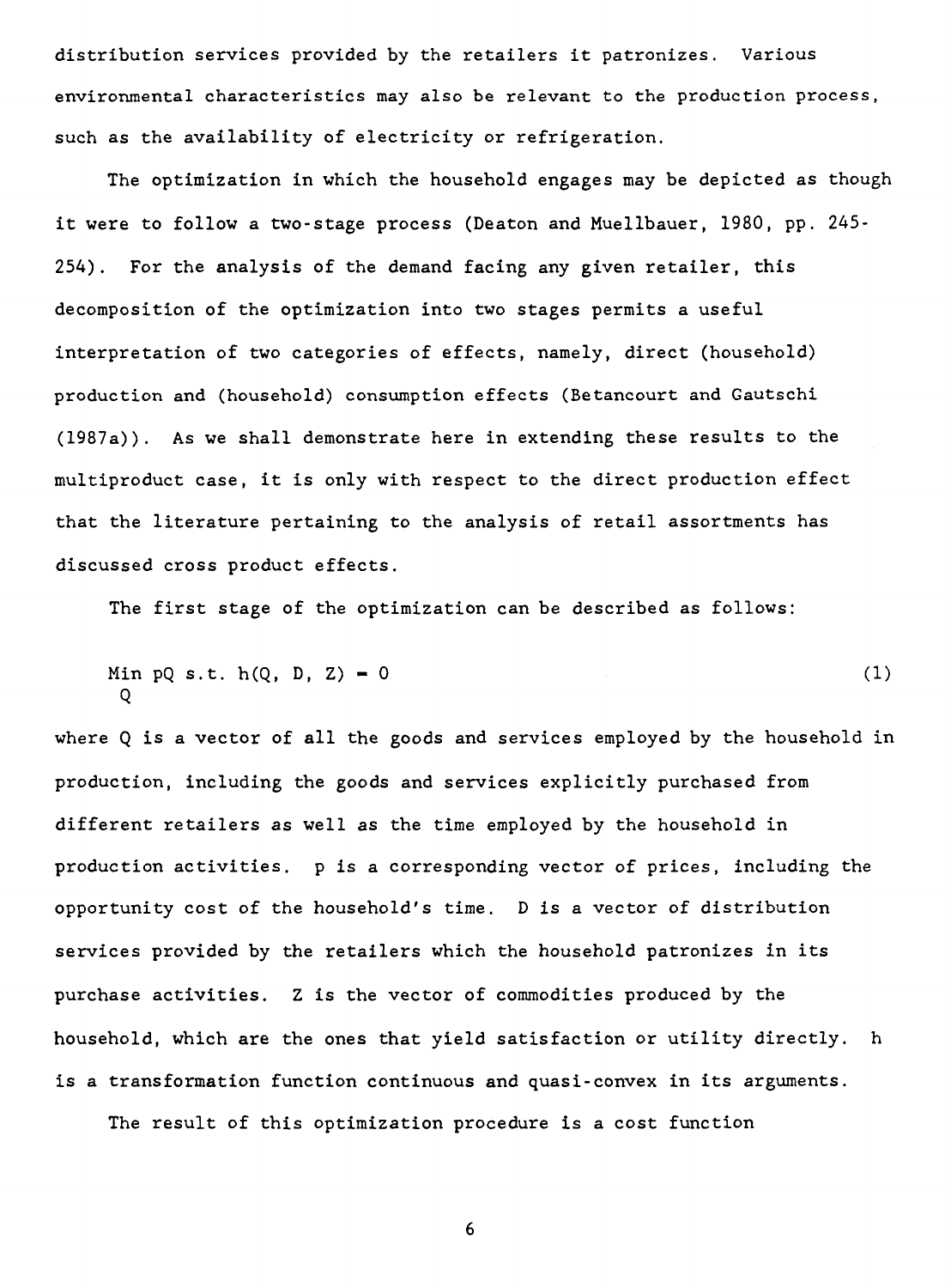distribution services provided by the retailers it patronizes. Various environmental characteristics may also be relevant to the production process, such as the availability of electricity or refrigeration.

The optimization in which the household engages may be depicted as though it were to follow a two-stage process (Deaton and Muellbauer, 1980, pp. 245-254). For the analysis of the demand facing any given retailer, this decomposition of the optimization into two stages permits a useful interpretation of two categories of effects, namely, direct (household) production and (household) consumption effects (Betancourt and Gautschi (1987a)). As we shall demonstrate here in extending these results to the multiproduct case, it is only with respect to the direct production effect that the literature pertaining to the analysis of retail assortments has discussed cross product effects.

The first stage of the optimization can be described as follows:

$$\min_{Q} pQ \text{ s.t. } h(Q, D, Z) = 0 \tag{1}$$

where Q is a vector of all the goods and services employed by the household in production, including the goods and services explicitly purchased from different retailers as well as the time employed by the household in production activities. p is a corresponding vector of prices, including the opportunity cost of the household's time. D is a vector of distribution services provided by the retailers which the household patronizes in its purchase activities. Z is the vector of commodities produced by the household, which are the ones that yield satisfaction or utility directly. h is a transformation function continuous and quasi-convex in its arguments.

The result of this optimization procedure is a cost function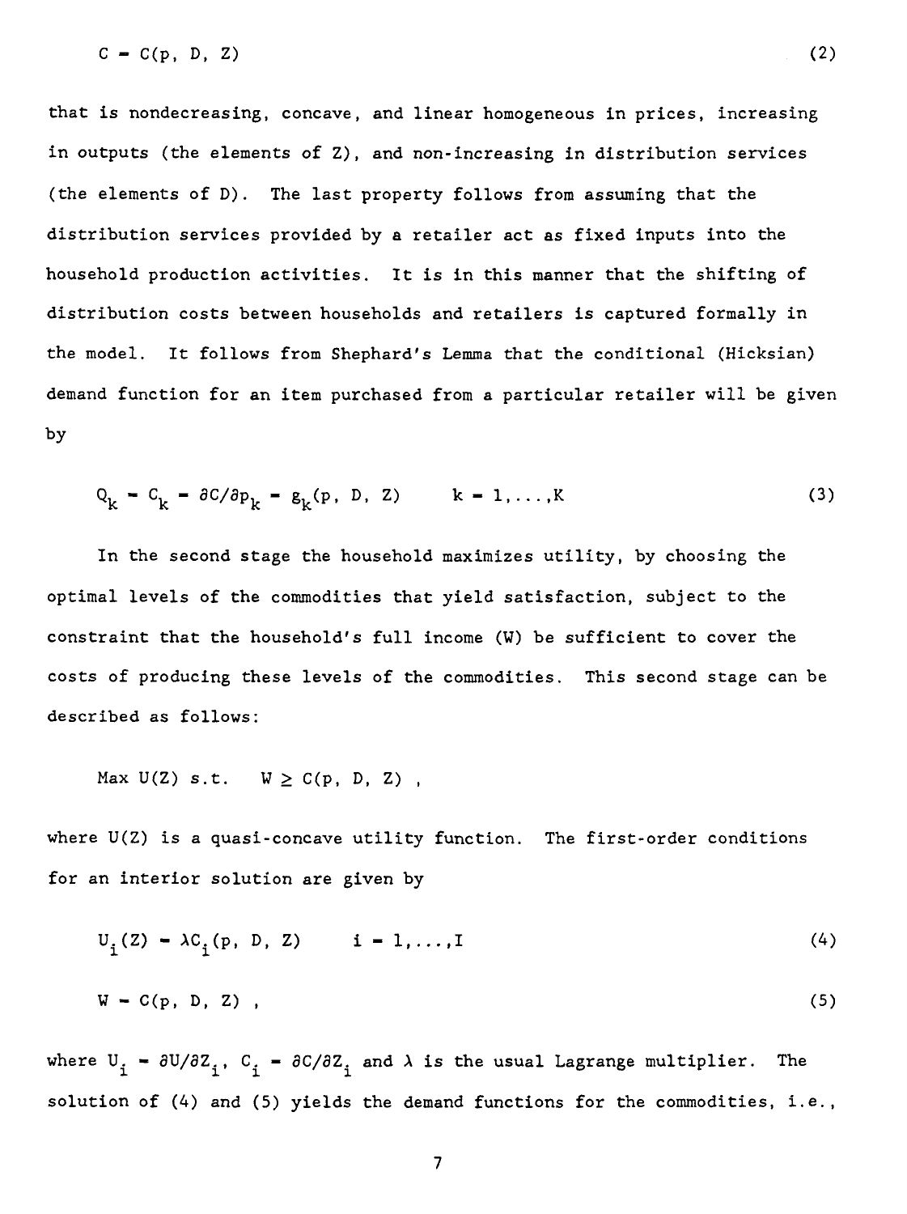$$C = C(p, D, Z) \tag{2}$$

that is nondecreasing, concave, and linear homogeneous in prices, increasing in outputs (the elements of Z), and non-increasing in distribution services (the elements of D). The last property follows from assuming that the distribution services provided by a retailer act as fixed inputs into the household production activities. It is in this manner that the shifting of distribution costs between households and retailers is captured formally in the model. It follows from Shephard's Lemma that the conditional (Hicksian) demand function for an item purchased from a particular retailer will be given by

$$Q_k = C_k = \partial C/\partial p_k = g_k(p, D, Z) \qquad k = 1,\ldots,K \tag{3}$$

In the second stage the household maximizes utility, by choosing the optimal levels of the commodities that yield satisfaction, subject to the constraint that the household's full income (W) be sufficient to cover the costs of producing these levels of the commodities. This second stage can be described as follows:

$$\text{Max } U(Z) \text{ s.t. } \quad W \geq C(p, D, Z) \ ,$$

where U(Z) is a quasi-concave utility function. The first-order conditions for an interior solution are given by

$$U_i(Z) = \lambda C_i(p, D, Z) \qquad i = 1,\ldots,I \tag{4}$$

$$W = C(p, D, Z) \ , \tag{5}$$

where $U_i = \partial U/\partial Z_i$, $C_i = \partial C/\partial Z_i$ and $\lambda$ is the usual Lagrange multiplier. The solution of (4) and (5) yields the demand functions for the commodities, i.e.,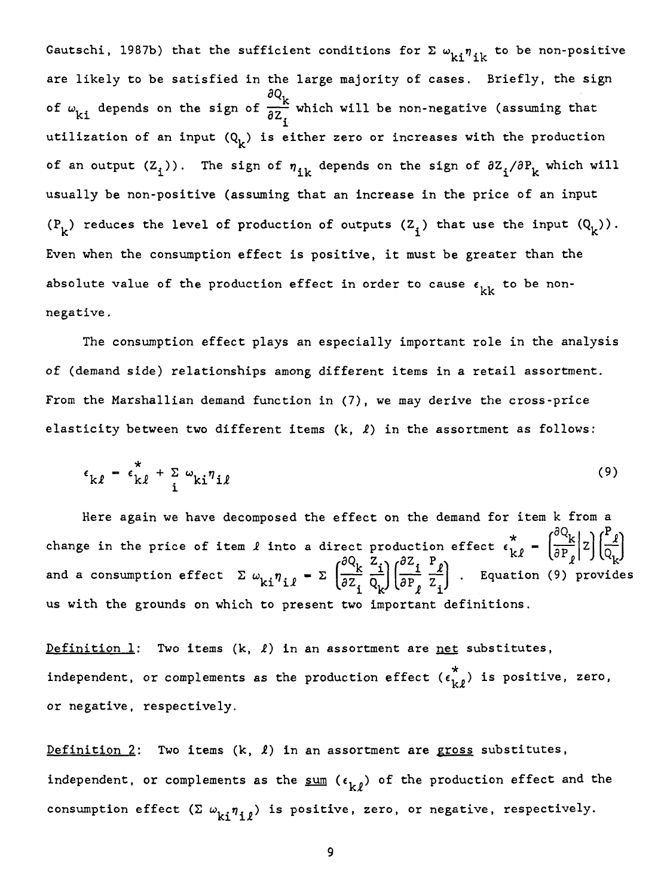Gautschi, 1987b) that the sufficient conditions for $\Sigma\, \omega_{ki}\eta_{ik}$ to be non-positive are likely to be satisfied in the large majority of cases. Briefly, the sign of $\omega_{ki}$ depends on the sign of $\frac{\partial Q_k}{\partial Z_i}$ which will be non-negative (assuming that utilization of an input ($Q_k$) is either zero or increases with the production of an output ($Z_i$)). The sign of $\eta_{ik}$ depends on the sign of $\partial Z_i/\partial P_k$ which will usually be non-positive (assuming that an increase in the price of an input ($P_k$) reduces the level of production of outputs ($Z_i$) that use the input ($Q_k$)). Even when the consumption effect is positive, it must be greater than the absolute value of the production effect in order to cause $\epsilon_{kk}$ to be non-negative.

The consumption effect plays an especially important role in the analysis of (demand side) relationships among different items in a retail assortment. From the Marshallian demand function in (7), we may derive the cross-price elasticity between two different items ($k$, $\ell$) in the assortment as follows:

$$\epsilon_{k\ell} = \epsilon^{*}_{k\ell} + \sum_i \omega_{ki}\eta_{i\ell} \tag{9}$$

Here again we have decomposed the effect on the demand for item $k$ from a change in the price of item $\ell$ into a direct production effect $\epsilon^{*}_{k\ell} = \left(\frac{\partial Q_k}{\partial P_\ell}\middle| Z\right)\left(\frac{P_\ell}{Q_k}\right)$ and a consumption effect $\Sigma\, \omega_{ki}\eta_{i\ell} = \Sigma \left(\frac{\partial Q_k}{\partial Z_i}\frac{Z_i}{Q_k}\right)\left(\frac{\partial Z_i}{\partial P_\ell}\frac{P_\ell}{Z_i}\right)$. Equation (9) provides us with the grounds on which to present two important definitions.

Definition 1: Two items ($k$, $\ell$) in an assortment are net substitutes, independent, or complements as the production effect ($\epsilon^{*}_{k\ell}$) is positive, zero, or negative, respectively.

Definition 2: Two items ($k$, $\ell$) in an assortment are gross substitutes, independent, or complements as the sum ($\epsilon_{k\ell}$) of the production effect and the consumption effect ($\Sigma\, \omega_{ki}\eta_{i\ell}$) is positive, zero, or negative, respectively.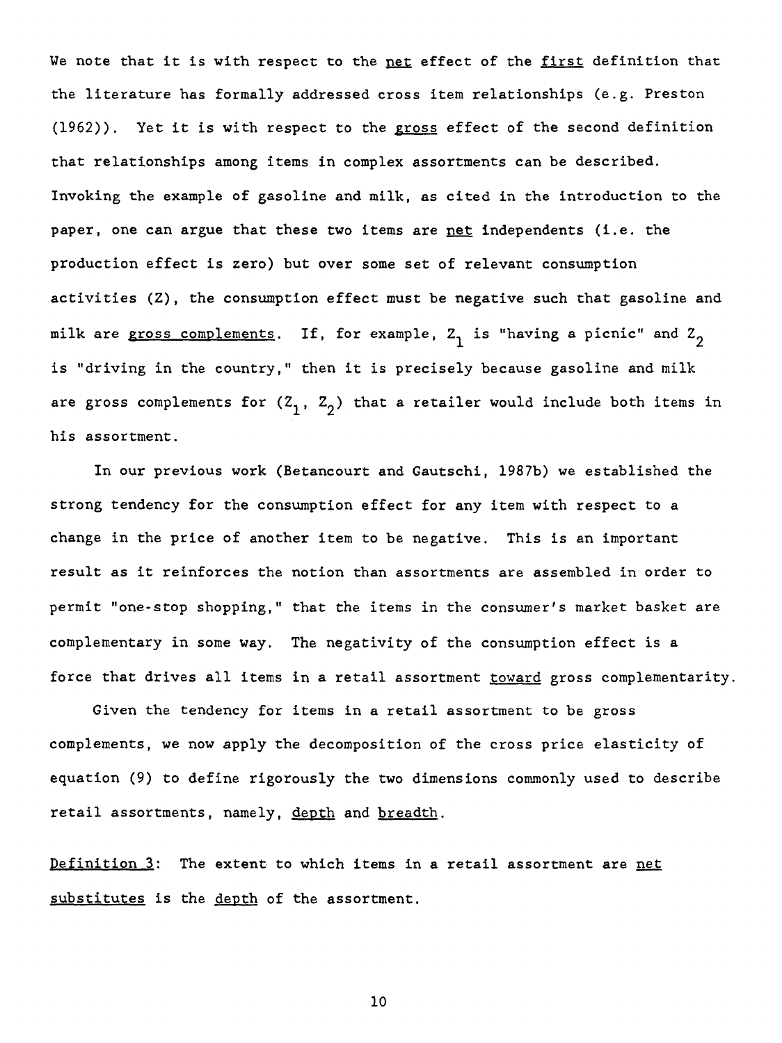We note that it is with respect to the <u>net</u> effect of the <u>first</u> definition that the literature has formally addressed cross item relationships (e.g. Preston (1962)). Yet it is with respect to the <u>gross</u> effect of the second definition that relationships among items in complex assortments can be described. Invoking the example of gasoline and milk, as cited in the introduction to the paper, one can argue that these two items are <u>net</u> independents (i.e. the production effect is zero) but over some set of relevant consumption activities (Z), the consumption effect must be negative such that gasoline and milk are <u>gross complements</u>. If, for example, $Z_1$ is "having a picnic" and $Z_2$ is "driving in the country," then it is precisely because gasoline and milk are gross complements for $(Z_1, Z_2)$ that a retailer would include both items in his assortment.

In our previous work (Betancourt and Gautschi, 1987b) we established the strong tendency for the consumption effect for any item with respect to a change in the price of another item to be negative. This is an important result as it reinforces the notion than assortments are assembled in order to permit "one-stop shopping," that the items in the consumer's market basket are complementary in some way. The negativity of the consumption effect is a force that drives all items in a retail assortment <u>toward</u> gross complementarity.

Given the tendency for items in a retail assortment to be gross complements, we now apply the decomposition of the cross price elasticity of equation (9) to define rigorously the two dimensions commonly used to describe retail assortments, namely, <u>depth</u> and <u>breadth</u>.

<u>Definition 3</u>: The extent to which items in a retail assortment are <u>net substitutes</u> is the <u>depth</u> of the assortment.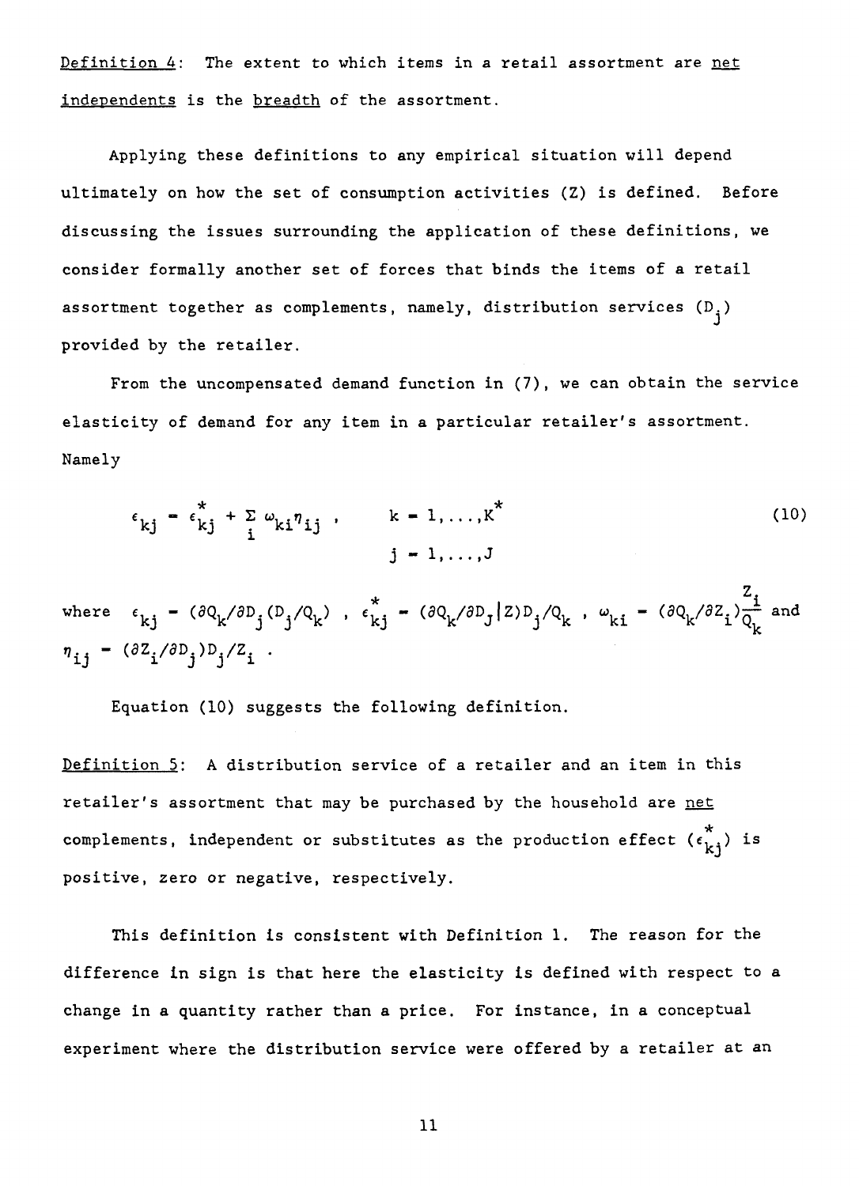Definition 4: The extent to which items in a retail assortment are <u>net independents</u> is the <u>breadth</u> of the assortment.

Applying these definitions to any empirical situation will depend ultimately on how the set of consumption activities (Z) is defined. Before discussing the issues surrounding the application of these definitions, we consider formally another set of forces that binds the items of a retail assortment together as complements, namely, distribution services ($D_j$) provided by the retailer.

From the uncompensated demand function in (7), we can obtain the service elasticity of demand for any item in a particular retailer's assortment. Namely

$$\epsilon_{kj} = \epsilon^*_{kj} + \sum_i \omega_{ki}\eta_{ij}, \qquad k = 1,\ldots,K^* \qquad j = 1,\ldots,J \tag{10}$$

where $\epsilon_{kj} = (\partial Q_k/\partial D_j(D_j/Q_k)$, $\epsilon^*_{kj} = (\partial Q_k/\partial D_j|Z)D_j/Q_k$, $\omega_{ki} = (\partial Q_k/\partial Z_i)\frac{Z_i}{Q_k}$ and $\eta_{ij} = (\partial Z_i/\partial D_j)D_j/Z_i$.

Equation (10) suggests the following definition.

Definition 5: A distribution service of a retailer and an item in this retailer's assortment that may be purchased by the household are <u>net</u> complements, independent or substitutes as the production effect ($\epsilon^*_{kj}$) is positive, zero or negative, respectively.

This definition is consistent with Definition 1. The reason for the difference in sign is that here the elasticity is defined with respect to a change in a quantity rather than a price. For instance, in a conceptual experiment where the distribution service were offered by a retailer at an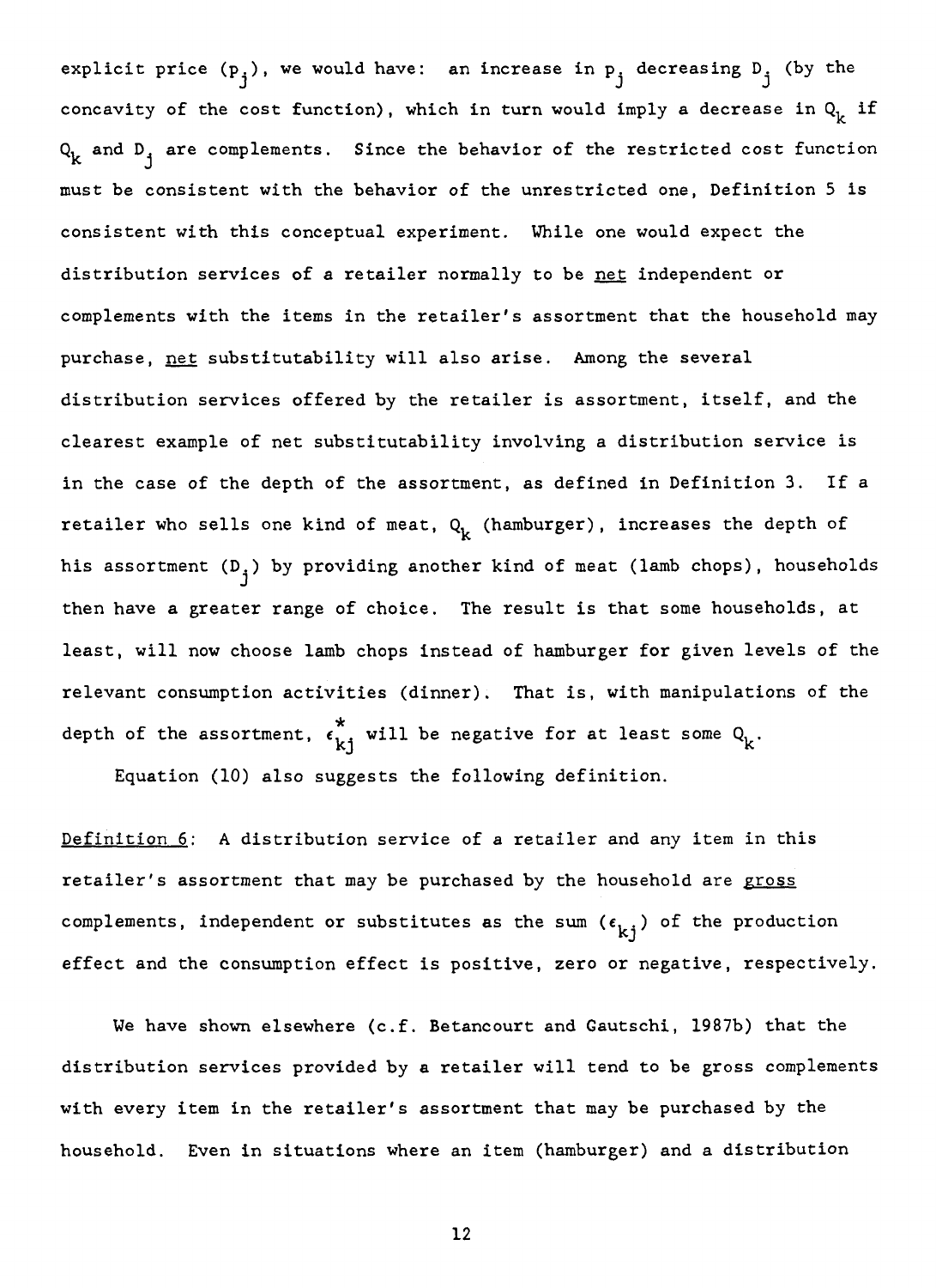explicit price ($p_j$), we would have: an increase in $p_j$ decreasing $D_j$ (by the concavity of the cost function), which in turn would imply a decrease in $Q_k$ if $Q_k$ and $D_j$ are complements. Since the behavior of the restricted cost function must be consistent with the behavior of the unrestricted one, Definition 5 is consistent with this conceptual experiment. While one would expect the distribution services of a retailer normally to be <u>net</u> independent or complements with the items in the retailer's assortment that the household may purchase, <u>net</u> substitutability will also arise. Among the several distribution services offered by the retailer is assortment, itself, and the clearest example of net substitutability involving a distribution service is in the case of the depth of the assortment, as defined in Definition 3. If a retailer who sells one kind of meat, $Q_k$ (hamburger), increases the depth of his assortment ($D_j$) by providing another kind of meat (lamb chops), households then have a greater range of choice. The result is that some households, at least, will now choose lamb chops instead of hamburger for given levels of the relevant consumption activities (dinner). That is, with manipulations of the depth of the assortment, $\epsilon_{kj}^*$ will be negative for at least some $Q_k$.

Equation (10) also suggests the following definition.

<u>Definition 6</u>: A distribution service of a retailer and any item in this retailer's assortment that may be purchased by the household are <u>gross</u> complements, independent or substitutes as the sum ($\epsilon_{kj}$) of the production effect and the consumption effect is positive, zero or negative, respectively.

We have shown elsewhere (c.f. Betancourt and Gautschi, 1987b) that the distribution services provided by a retailer will tend to be gross complements with every item in the retailer's assortment that may be purchased by the household. Even in situations where an item (hamburger) and a distribution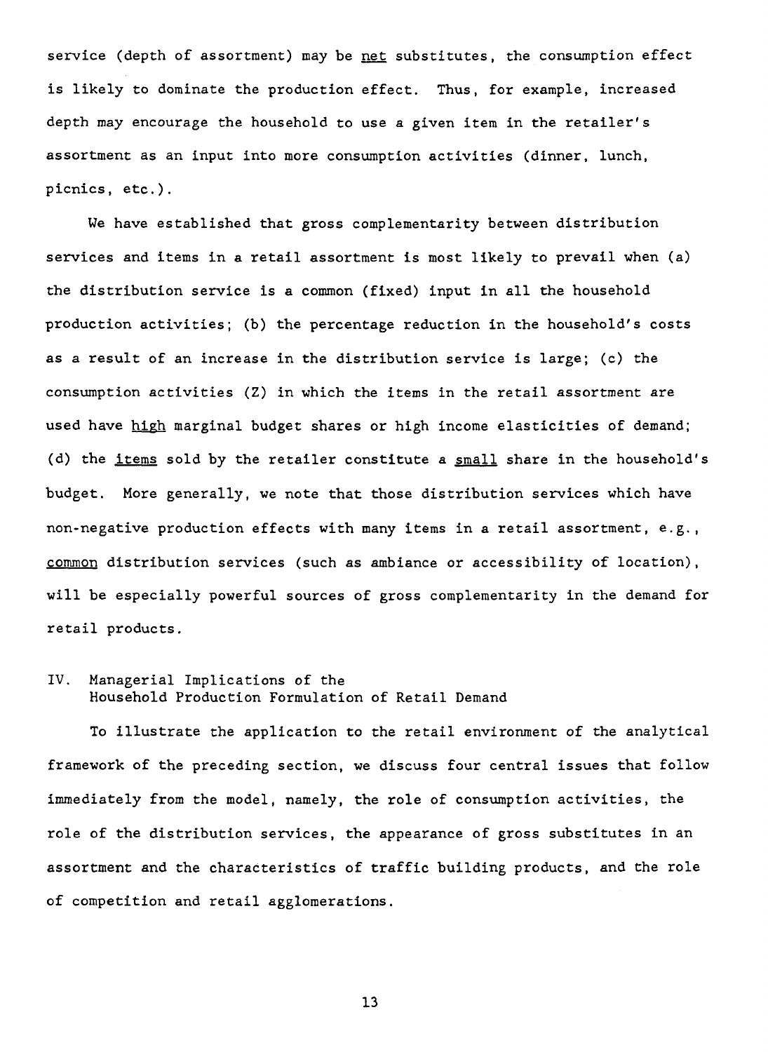service (depth of assortment) may be <u>net</u> substitutes, the consumption effect is likely to dominate the production effect. Thus, for example, increased depth may encourage the household to use a given item in the retailer's assortment as an input into more consumption activities (dinner, lunch, picnics, etc.).

We have established that gross complementarity between distribution services and items in a retail assortment is most likely to prevail when (a) the distribution service is a common (fixed) input in all the household production activities; (b) the percentage reduction in the household's costs as a result of an increase in the distribution service is large; (c) the consumption activities (Z) in which the items in the retail assortment are used have <u>high</u> marginal budget shares or high income elasticities of demand; (d) the <u>items</u> sold by the retailer constitute a <u>small</u> share in the household's budget. More generally, we note that those distribution services which have non-negative production effects with many items in a retail assortment, e.g., <u>common</u> distribution services (such as ambiance or accessibility of location), will be especially powerful sources of gross complementarity in the demand for retail products.

## IV. Managerial Implications of the Household Production Formulation of Retail Demand

To illustrate the application to the retail environment of the analytical framework of the preceding section, we discuss four central issues that follow immediately from the model, namely, the role of consumption activities, the role of the distribution services, the appearance of gross substitutes in an assortment and the characteristics of traffic building products, and the role of competition and retail agglomerations.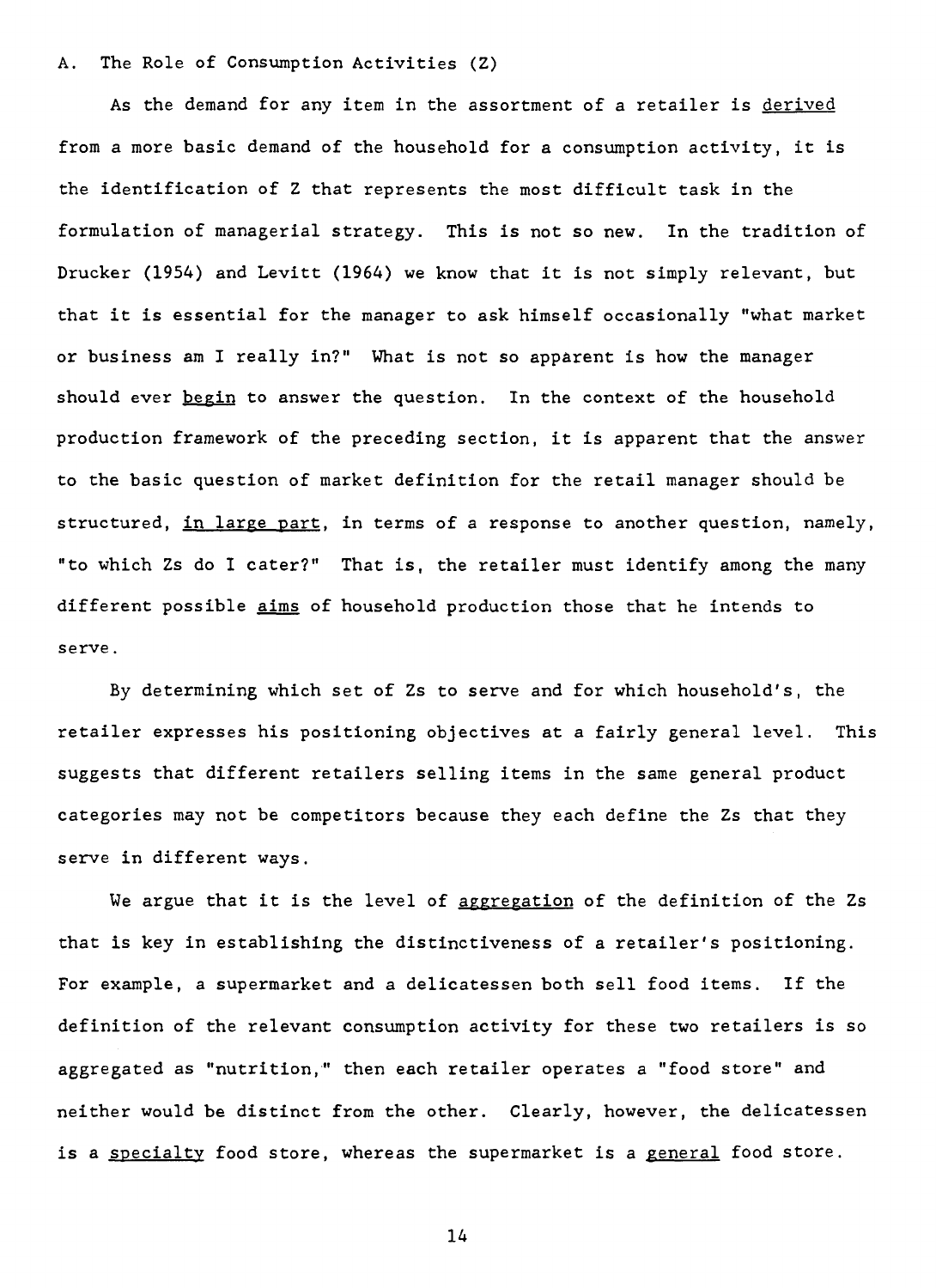### A. The Role of Consumption Activities (Z)

As the demand for any item in the assortment of a retailer is *derived* from a more basic demand of the household for a consumption activity, it is the identification of Z that represents the most difficult task in the formulation of managerial strategy. This is not so new. In the tradition of Drucker (1954) and Levitt (1964) we know that it is not simply relevant, but that it is essential for the manager to ask himself occasionally "what market or business am I really in?" What is not so apparent is how the manager should ever *begin* to answer the question. In the context of the household production framework of the preceding section, it is apparent that the answer to the basic question of market definition for the retail manager should be structured, *in large part*, in terms of a response to another question, namely, "to which Zs do I cater?" That is, the retailer must identify among the many different possible *aims* of household production those that he intends to serve.

By determining which set of Zs to serve and for which household's, the retailer expresses his positioning objectives at a fairly general level. This suggests that different retailers selling items in the same general product categories may not be competitors because they each define the Zs that they serve in different ways.

We argue that it is the level of *aggregation* of the definition of the Zs that is key in establishing the distinctiveness of a retailer's positioning. For example, a supermarket and a delicatessen both sell food items. If the definition of the relevant consumption activity for these two retailers is so aggregated as "nutrition," then each retailer operates a "food store" and neither would be distinct from the other. Clearly, however, the delicatessen is a *specialty* food store, whereas the supermarket is a *general* food store.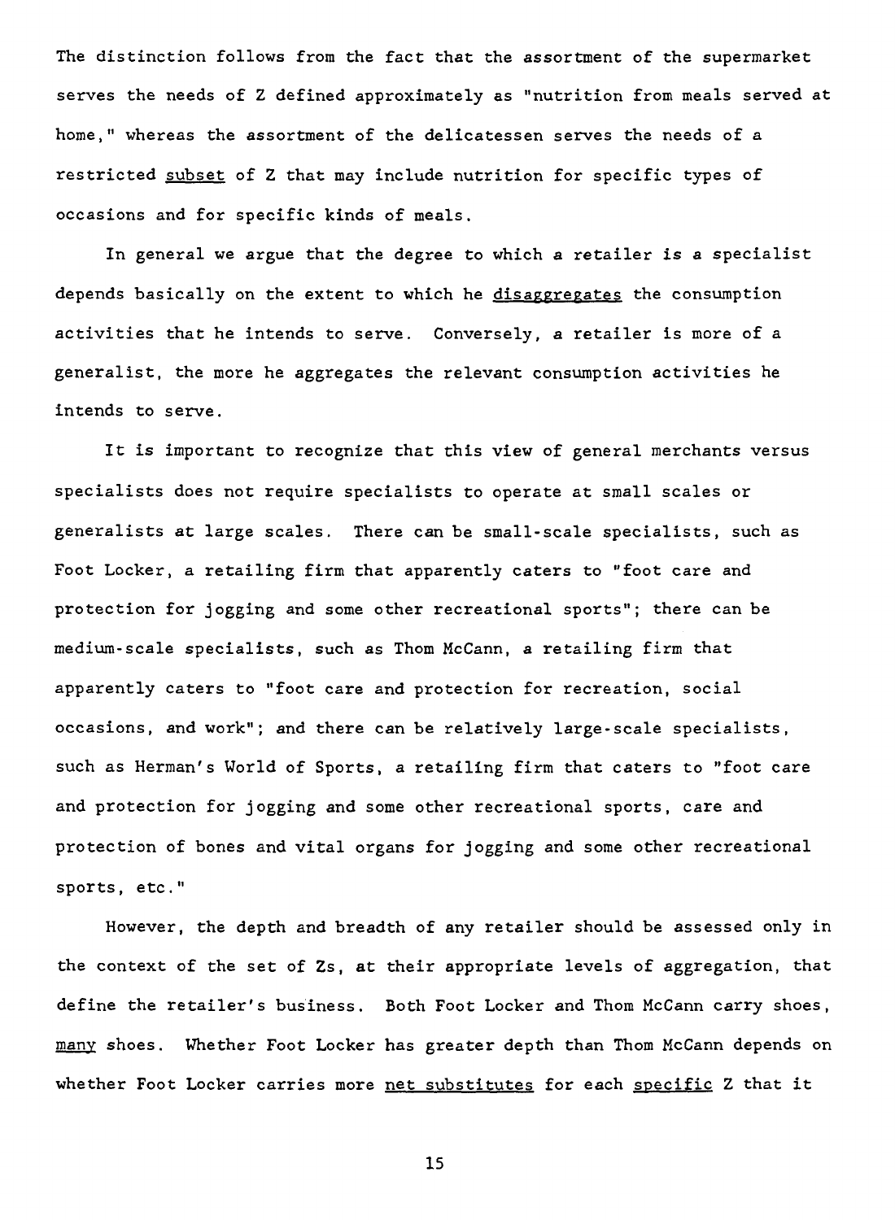The distinction follows from the fact that the assortment of the supermarket serves the needs of Z defined approximately as "nutrition from meals served at home," whereas the assortment of the delicatessen serves the needs of a restricted _subset_ of Z that may include nutrition for specific types of occasions and for specific kinds of meals.

In general we argue that the degree to which a retailer is a specialist depends basically on the extent to which he _disaggregates_ the consumption activities that he intends to serve. Conversely, a retailer is more of a generalist, the more he aggregates the relevant consumption activities he intends to serve.

It is important to recognize that this view of general merchants versus specialists does not require specialists to operate at small scales or generalists at large scales. There can be small-scale specialists, such as Foot Locker, a retailing firm that apparently caters to "foot care and protection for jogging and some other recreational sports"; there can be medium-scale specialists, such as Thom McCann, a retailing firm that apparently caters to "foot care and protection for recreation, social occasions, and work"; and there can be relatively large-scale specialists, such as Herman's World of Sports, a retailing firm that caters to "foot care and protection for jogging and some other recreational sports, care and protection of bones and vital organs for jogging and some other recreational sports, etc."

However, the depth and breadth of any retailer should be assessed only in the context of the set of Zs, at their appropriate levels of aggregation, that define the retailer's business. Both Foot Locker and Thom McCann carry shoes, _many_ shoes. Whether Foot Locker has greater depth than Thom McCann depends on whether Foot Locker carries more _net substitutes_ for each _specific_ Z that it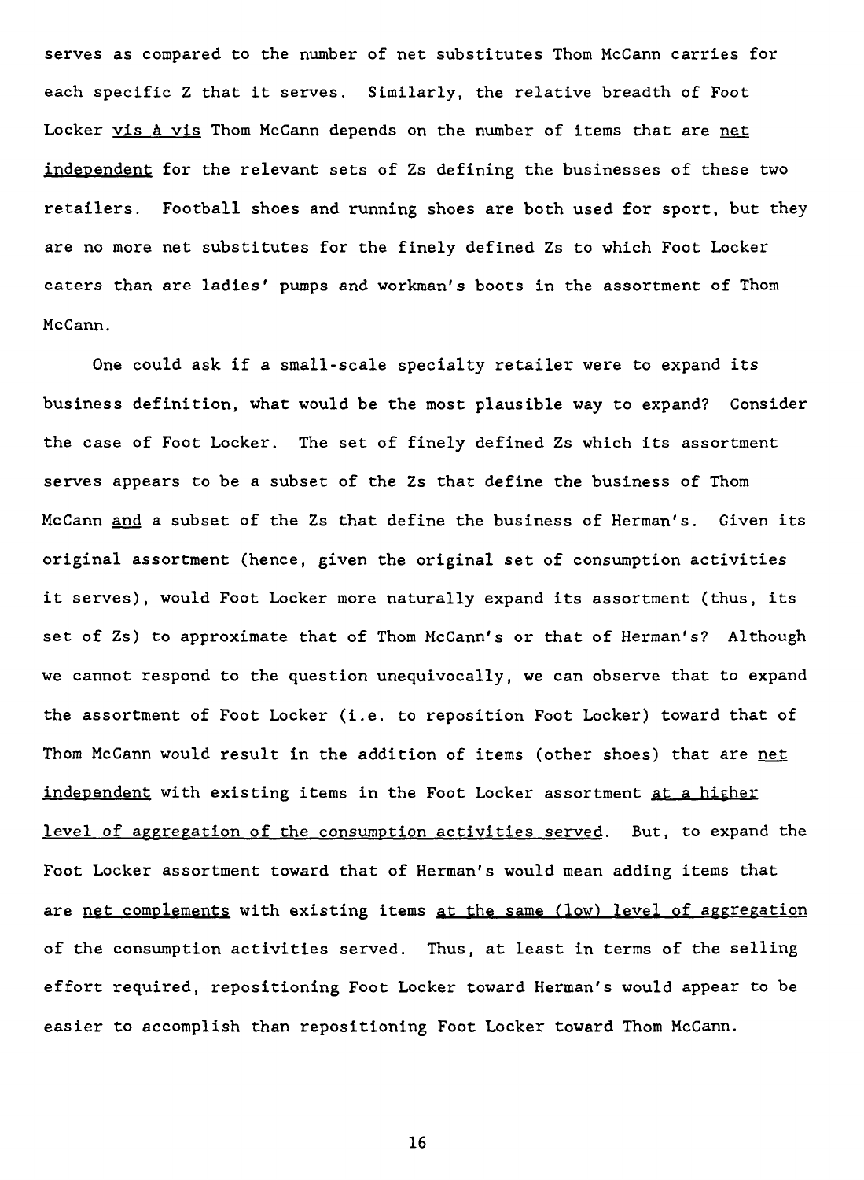serves as compared to the number of net substitutes Thom McCann carries for each specific Z that it serves. Similarly, the relative breadth of Foot Locker _vis à vis_ Thom McCann depends on the number of items that are _net independent_ for the relevant sets of Zs defining the businesses of these two retailers. Football shoes and running shoes are both used for sport, but they are no more net substitutes for the finely defined Zs to which Foot Locker caters than are ladies' pumps and workman's boots in the assortment of Thom McCann.

One could ask if a small-scale specialty retailer were to expand its business definition, what would be the most plausible way to expand? Consider the case of Foot Locker. The set of finely defined Zs which its assortment serves appears to be a subset of the Zs that define the business of Thom McCann _and_ a subset of the Zs that define the business of Herman's. Given its original assortment (hence, given the original set of consumption activities it serves), would Foot Locker more naturally expand its assortment (thus, its set of Zs) to approximate that of Thom McCann's or that of Herman's? Although we cannot respond to the question unequivocally, we can observe that to expand the assortment of Foot Locker (i.e. to reposition Foot Locker) toward that of Thom McCann would result in the addition of items (other shoes) that are _net independent_ with existing items in the Foot Locker assortment _at a higher level of aggregation of the consumption activities served_. But, to expand the Foot Locker assortment toward that of Herman's would mean adding items that are _net complements_ with existing items _at the same (low) level of aggregation_ of the consumption activities served. Thus, at least in terms of the selling effort required, repositioning Foot Locker toward Herman's would appear to be easier to accomplish than repositioning Foot Locker toward Thom McCann.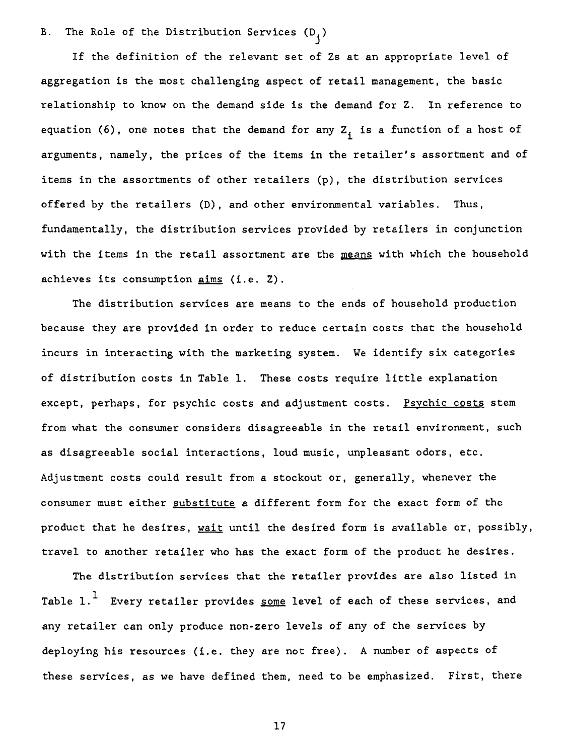## B. The Role of the Distribution Services ($D_j$)

If the definition of the relevant set of Zs at an appropriate level of aggregation is the most challenging aspect of retail management, the basic relationship to know on the demand side is the demand for Z. In reference to equation (6), one notes that the demand for any $Z_i$ is a function of a host of arguments, namely, the prices of the items in the retailer's assortment and of items in the assortments of other retailers (p), the distribution services offered by the retailers (D), and other environmental variables. Thus, fundamentally, the distribution services provided by retailers in conjunction with the items in the retail assortment are the _means_ with which the household achieves its consumption _aims_ (i.e. Z).

The distribution services are means to the ends of household production because they are provided in order to reduce certain costs that the household incurs in interacting with the marketing system. We identify six categories of distribution costs in Table 1. These costs require little explanation except, perhaps, for psychic costs and adjustment costs. _Psychic costs_ stem from what the consumer considers disagreeable in the retail environment, such as disagreeable social interactions, loud music, unpleasant odors, etc. Adjustment costs could result from a stockout or, generally, whenever the consumer must either _substitute_ a different form for the exact form of the product that he desires, _wait_ until the desired form is available or, possibly, travel to another retailer who has the exact form of the product he desires.

The distribution services that the retailer provides are also listed in Table 1.[1] Every retailer provides _some_ level of each of these services, and any retailer can only produce non-zero levels of any of the services by deploying his resources (i.e. they are not free). A number of aspects of these services, as we have defined them, need to be emphasized. First, there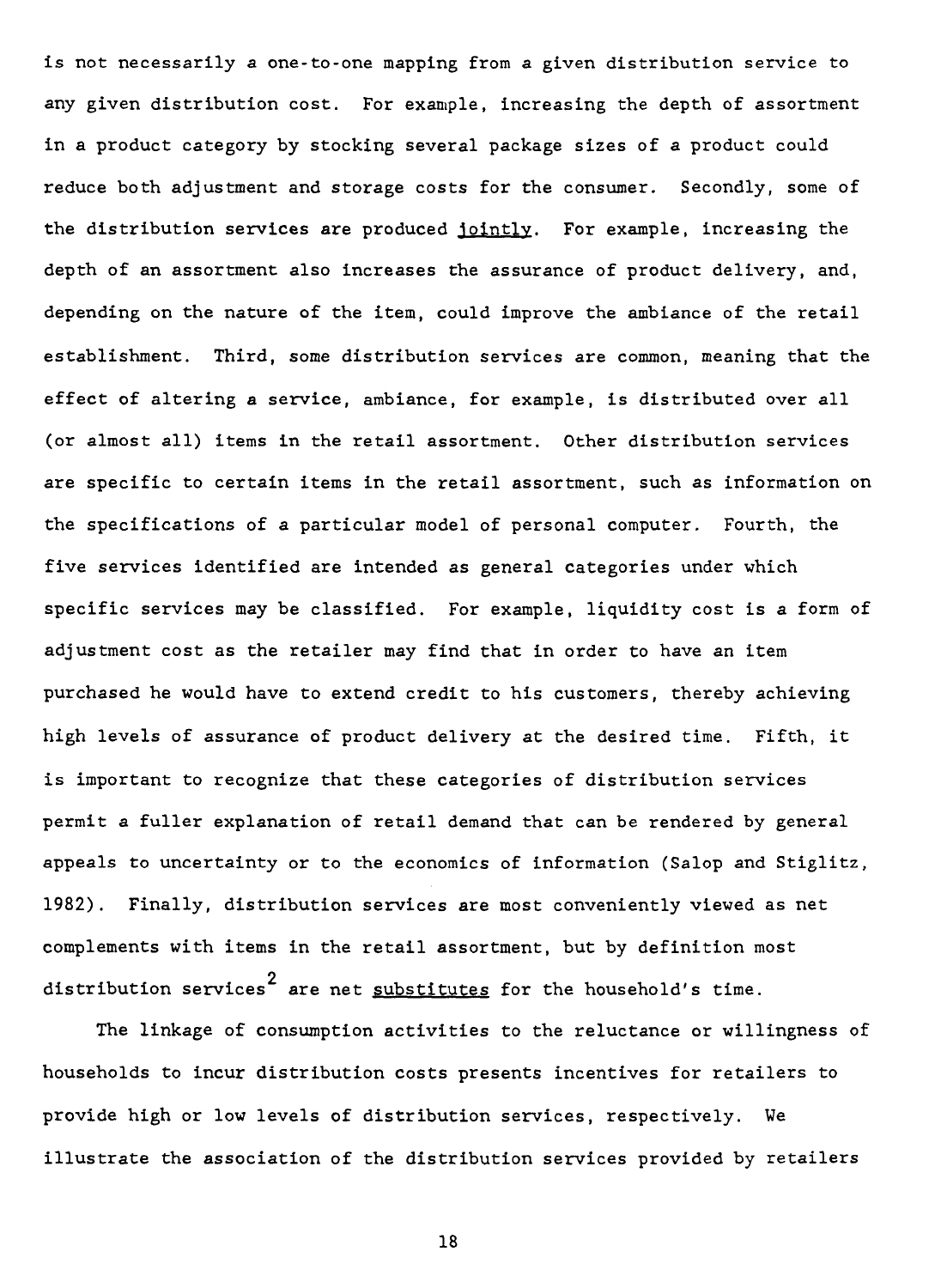is not necessarily a one-to-one mapping from a given distribution service to any given distribution cost. For example, increasing the depth of assortment in a product category by stocking several package sizes of a product could reduce both adjustment and storage costs for the consumer. Secondly, some of the distribution services are produced <u>jointly</u>. For example, increasing the depth of an assortment also increases the assurance of product delivery, and, depending on the nature of the item, could improve the ambiance of the retail establishment. Third, some distribution services are common, meaning that the effect of altering a service, ambiance, for example, is distributed over all (or almost all) items in the retail assortment. Other distribution services are specific to certain items in the retail assortment, such as information on the specifications of a particular model of personal computer. Fourth, the five services identified are intended as general categories under which specific services may be classified. For example, liquidity cost is a form of adjustment cost as the retailer may find that in order to have an item purchased he would have to extend credit to his customers, thereby achieving high levels of assurance of product delivery at the desired time. Fifth, it is important to recognize that these categories of distribution services permit a fuller explanation of retail demand that can be rendered by general appeals to uncertainty or to the economics of information (Salop and Stiglitz, 1982). Finally, distribution services are most conveniently viewed as net complements with items in the retail assortment, but by definition most distribution services[2] are net <u>substitutes</u> for the household's time.

The linkage of consumption activities to the reluctance or willingness of households to incur distribution costs presents incentives for retailers to provide high or low levels of distribution services, respectively. We illustrate the association of the distribution services provided by retailers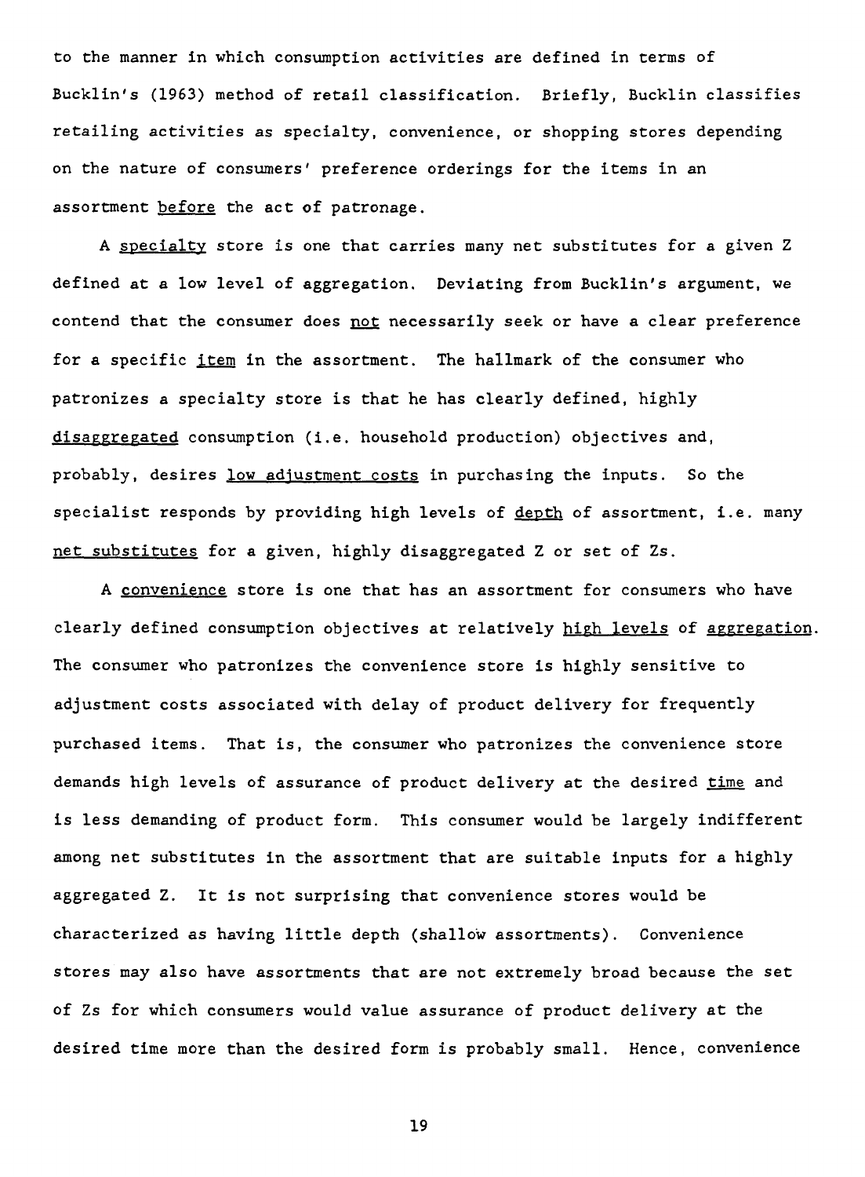to the manner in which consumption activities are defined in terms of Bucklin's (1963) method of retail classification. Briefly, Bucklin classifies retailing activities as specialty, convenience, or shopping stores depending on the nature of consumers' preference orderings for the items in an assortment _before_ the act of patronage.

A _specialty_ store is one that carries many net substitutes for a given Z defined at a low level of aggregation. Deviating from Bucklin's argument, we contend that the consumer does _not_ necessarily seek or have a clear preference for a specific _item_ in the assortment. The hallmark of the consumer who patronizes a specialty store is that he has clearly defined, highly _disaggregated_ consumption (i.e. household production) objectives and, probably, desires _low adjustment costs_ in purchasing the inputs. So the specialist responds by providing high levels of _depth_ of assortment, i.e. many _net substitutes_ for a given, highly disaggregated Z or set of Zs.

A _convenience_ store is one that has an assortment for consumers who have clearly defined consumption objectives at relatively _high levels_ of _aggregation_. The consumer who patronizes the convenience store is highly sensitive to adjustment costs associated with delay of product delivery for frequently purchased items. That is, the consumer who patronizes the convenience store demands high levels of assurance of product delivery at the desired _time_ and is less demanding of product form. This consumer would be largely indifferent among net substitutes in the assortment that are suitable inputs for a highly aggregated Z. It is not surprising that convenience stores would be characterized as having little depth (shallow assortments). Convenience stores may also have assortments that are not extremely broad because the set of Zs for which consumers would value assurance of product delivery at the desired time more than the desired form is probably small. Hence, convenience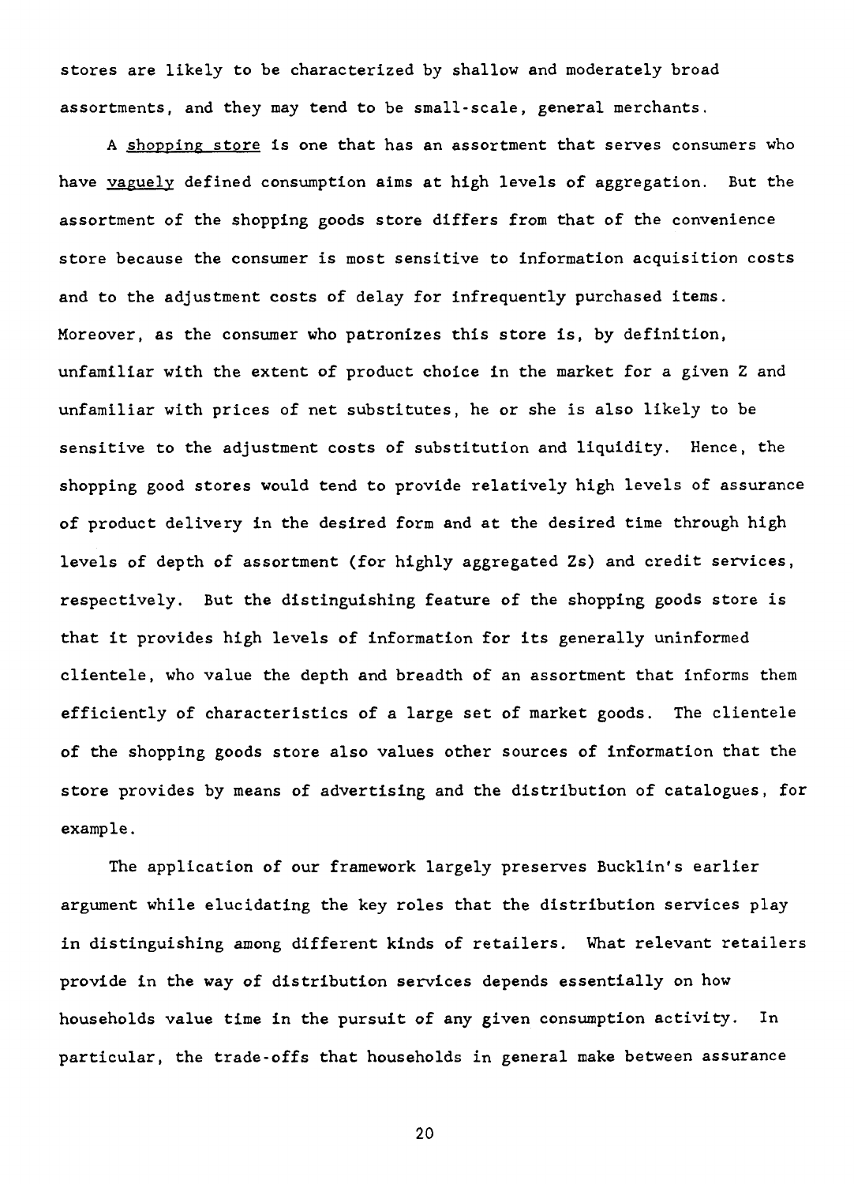stores are likely to be characterized by shallow and moderately broad assortments, and they may tend to be small-scale, general merchants.

A _shopping store_ is one that has an assortment that serves consumers who have _vaguely_ defined consumption aims at high levels of aggregation. But the assortment of the shopping goods store differs from that of the convenience store because the consumer is most sensitive to information acquisition costs and to the adjustment costs of delay for infrequently purchased items. Moreover, as the consumer who patronizes this store is, by definition, unfamiliar with the extent of product choice in the market for a given Z and unfamiliar with prices of net substitutes, he or she is also likely to be sensitive to the adjustment costs of substitution and liquidity. Hence, the shopping good stores would tend to provide relatively high levels of assurance of product delivery in the desired form and at the desired time through high levels of depth of assortment (for highly aggregated Zs) and credit services, respectively. But the distinguishing feature of the shopping goods store is that it provides high levels of information for its generally uninformed clientele, who value the depth and breadth of an assortment that informs them efficiently of characteristics of a large set of market goods. The clientele of the shopping goods store also values other sources of information that the store provides by means of advertising and the distribution of catalogues, for example.

The application of our framework largely preserves Bucklin's earlier argument while elucidating the key roles that the distribution services play in distinguishing among different kinds of retailers. What relevant retailers provide in the way of distribution services depends essentially on how households value time in the pursuit of any given consumption activity. In particular, the trade-offs that households in general make between assurance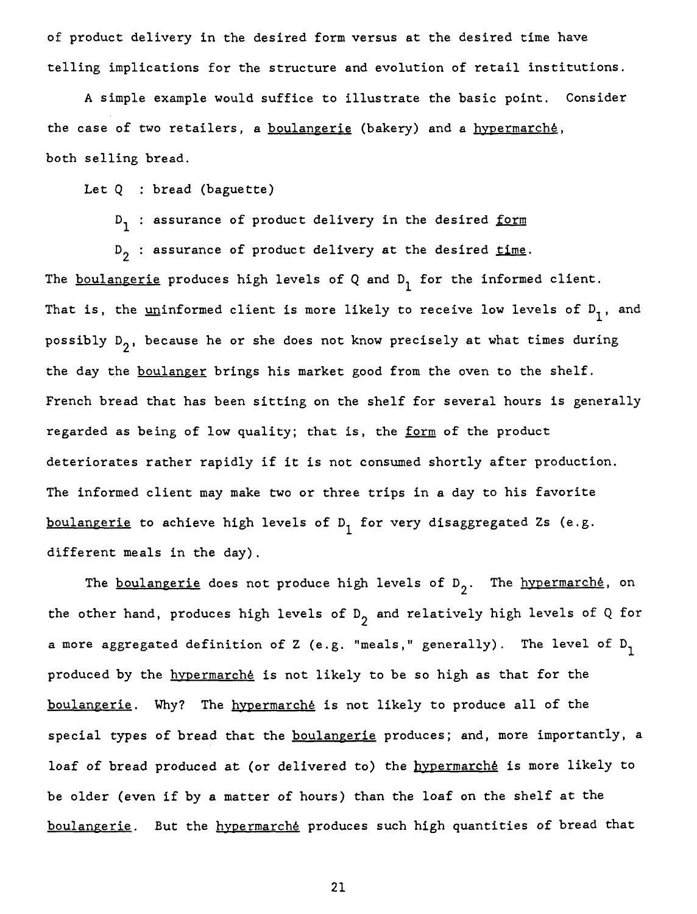of product delivery in the desired form versus at the desired time have telling implications for the structure and evolution of retail institutions.

A simple example would suffice to illustrate the basic point. Consider the case of two retailers, a _boulangerie_ (bakery) and a _hypermarché_, both selling bread.

Let Q : bread (baguette)

$D_1$ : assurance of product delivery in the desired _form_

$D_2$ : assurance of product delivery at the desired _time_.

The _boulangerie_ produces high levels of Q and $D_1$ for the informed client. That is, the _un_informed client is more likely to receive low levels of $D_1$, and possibly $D_2$, because he or she does not know precisely at what times during the day the _boulanger_ brings his market good from the oven to the shelf. French bread that has been sitting on the shelf for several hours is generally regarded as being of low quality; that is, the _form_ of the product deteriorates rather rapidly if it is not consumed shortly after production. The informed client may make two or three trips in a day to his favorite _boulangerie_ to achieve high levels of $D_1$ for very disaggregated Zs (e.g. different meals in the day).

The _boulangerie_ does not produce high levels of $D_2$. The _hypermarché_, on the other hand, produces high levels of $D_2$ and relatively high levels of Q for a more aggregated definition of Z (e.g. "meals," generally). The level of $D_1$ produced by the _hypermarché_ is not likely to be so high as that for the _boulangerie_. Why? The _hypermarché_ is not likely to produce all of the special types of bread that the _boulangerie_ produces; and, more importantly, a loaf of bread produced at (or delivered to) the _hypermarché_ is more likely to be older (even if by a matter of hours) than the loaf on the shelf at the _boulangerie_. But the _hypermarché_ produces such high quantities of bread that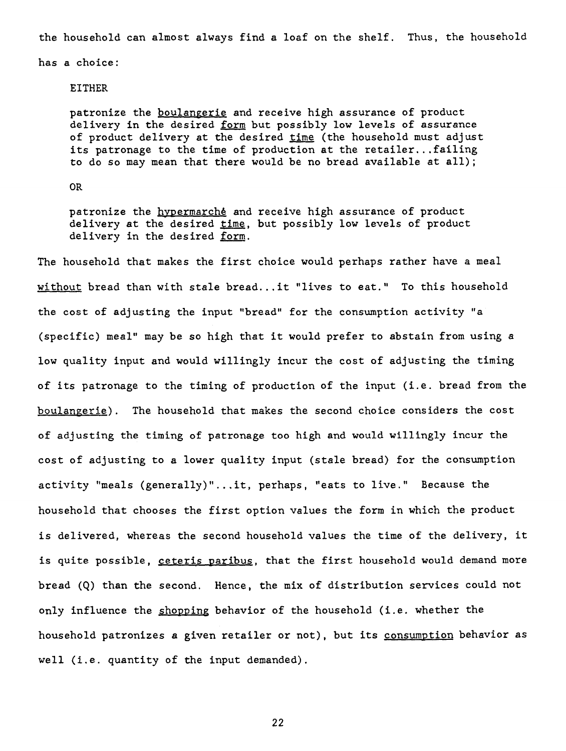the household can almost always find a loaf on the shelf. Thus, the household has a choice:

> EITHER
>
> patronize the _boulangerie_ and receive high assurance of product delivery in the desired _form_ but possibly low levels of assurance of product delivery at the desired _time_ (the household must adjust its patronage to the time of production at the retailer...failing to do so may mean that there would be no bread available at all);
>
> OR
>
> patronize the _hypermarché_ and receive high assurance of product delivery at the desired _time_, but possibly low levels of product delivery in the desired _form_.

The household that makes the first choice would perhaps rather have a meal _without_ bread than with stale bread...it "lives to eat." To this household the cost of adjusting the input "bread" for the consumption activity "a (specific) meal" may be so high that it would prefer to abstain from using a low quality input and would willingly incur the cost of adjusting the timing of its patronage to the timing of production of the input (i.e. bread from the _boulangerie_). The household that makes the second choice considers the cost of adjusting the timing of patronage too high and would willingly incur the cost of adjusting to a lower quality input (stale bread) for the consumption activity "meals (generally)"...it, perhaps, "eats to live." Because the household that chooses the first option values the form in which the product is delivered, whereas the second household values the time of the delivery, it is quite possible, _ceteris paribus_, that the first household would demand more bread (Q) than the second. Hence, the mix of distribution services could not only influence the _shopping_ behavior of the household (i.e. whether the household patronizes a given retailer or not), but its _consumption_ behavior as well (i.e. quantity of the input demanded).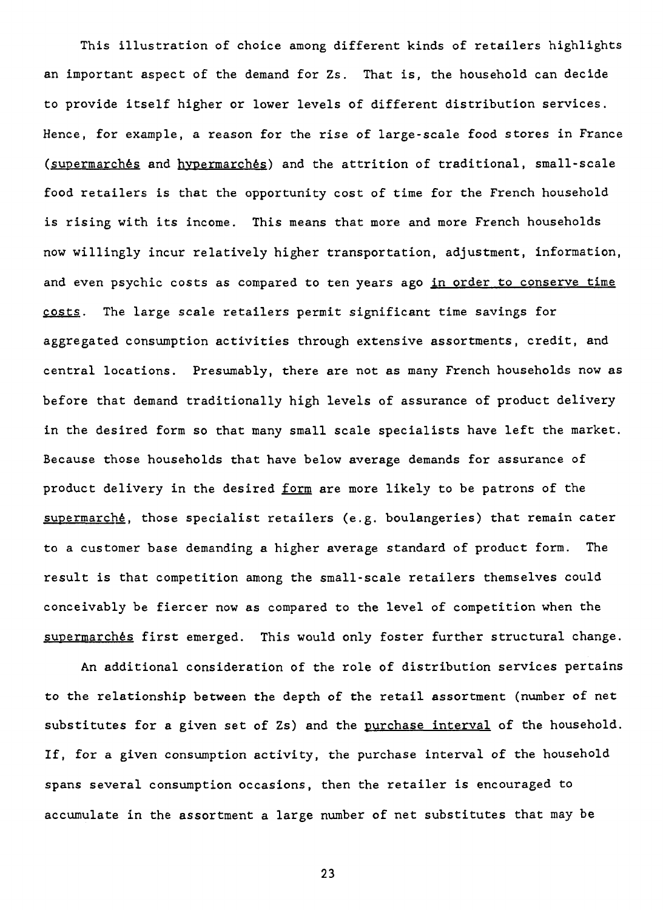This illustration of choice among different kinds of retailers highlights an important aspect of the demand for Zs. That is, the household can decide to provide itself higher or lower levels of different distribution services. Hence, for example, a reason for the rise of large-scale food stores in France (*supermarchés* and *hypermarchés*) and the attrition of traditional, small-scale food retailers is that the opportunity cost of time for the French household is rising with its income. This means that more and more French households now willingly incur relatively higher transportation, adjustment, information, and even psychic costs as compared to ten years ago *in order to conserve time costs*. The large scale retailers permit significant time savings for aggregated consumption activities through extensive assortments, credit, and central locations. Presumably, there are not as many French households now as before that demand traditionally high levels of assurance of product delivery in the desired form so that many small scale specialists have left the market. Because those households that have below average demands for assurance of product delivery in the desired *form* are more likely to be patrons of the *supermarché*, those specialist retailers (e.g. boulangeries) that remain cater to a customer base demanding a higher average standard of product form. The result is that competition among the small-scale retailers themselves could conceivably be fiercer now as compared to the level of competition when the *supermarchés* first emerged. This would only foster further structural change.

An additional consideration of the role of distribution services pertains to the relationship between the depth of the retail assortment (number of net substitutes for a given set of Zs) and the *purchase interval* of the household. If, for a given consumption activity, the purchase interval of the household spans several consumption occasions, then the retailer is encouraged to accumulate in the assortment a large number of net substitutes that may be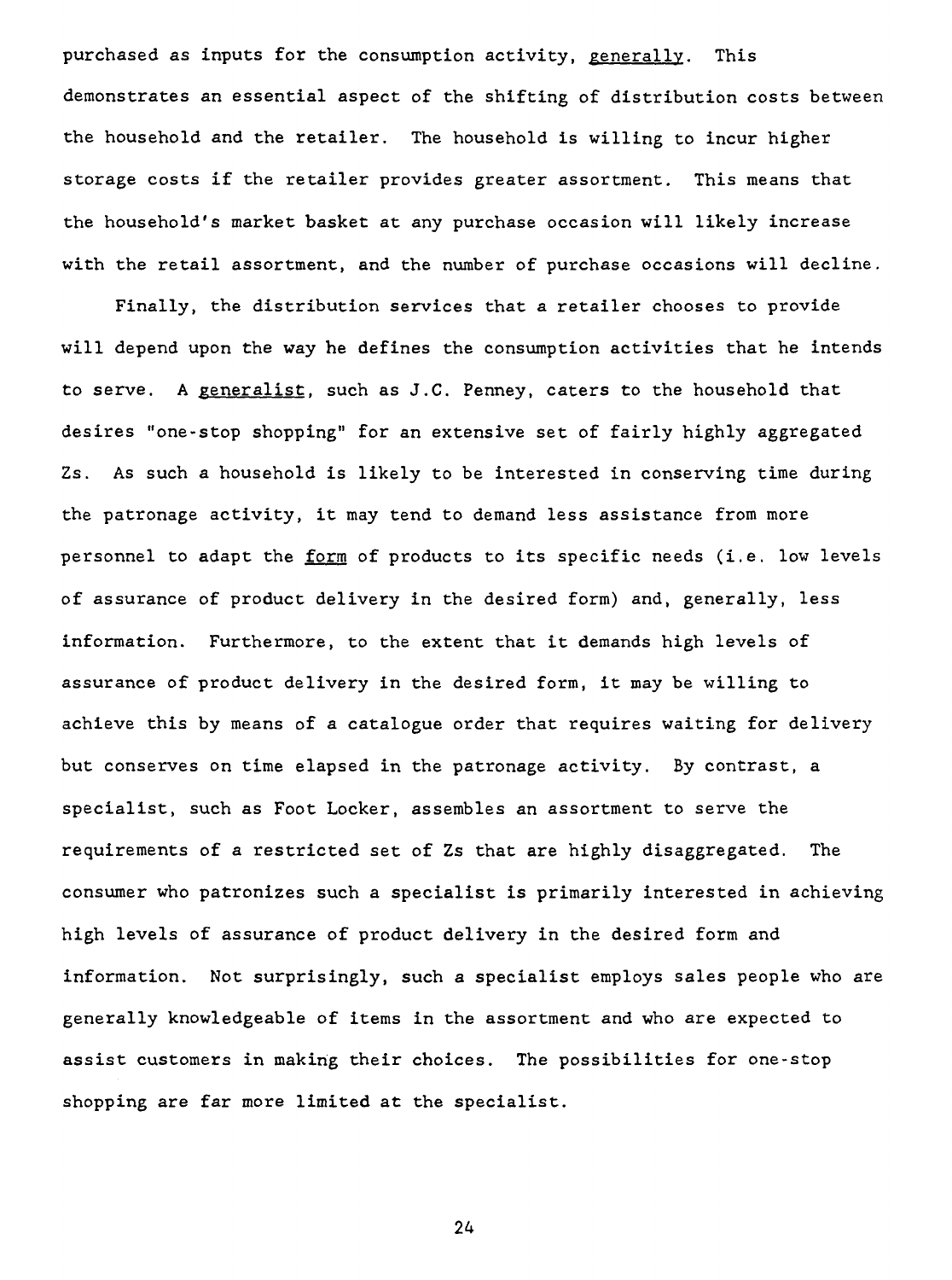purchased as inputs for the consumption activity, _generally_. This demonstrates an essential aspect of the shifting of distribution costs between the household and the retailer. The household is willing to incur higher storage costs if the retailer provides greater assortment. This means that the household's market basket at any purchase occasion will likely increase with the retail assortment, and the number of purchase occasions will decline.

Finally, the distribution services that a retailer chooses to provide will depend upon the way he defines the consumption activities that he intends to serve. A _generalist_, such as J.C. Penney, caters to the household that desires "one-stop shopping" for an extensive set of fairly highly aggregated Zs. As such a household is likely to be interested in conserving time during the patronage activity, it may tend to demand less assistance from more personnel to adapt the _form_ of products to its specific needs (i.e. low levels of assurance of product delivery in the desired form) and, generally, less information. Furthermore, to the extent that it demands high levels of assurance of product delivery in the desired form, it may be willing to achieve this by means of a catalogue order that requires waiting for delivery but conserves on time elapsed in the patronage activity. By contrast, a specialist, such as Foot Locker, assembles an assortment to serve the requirements of a restricted set of Zs that are highly disaggregated. The consumer who patronizes such a specialist is primarily interested in achieving high levels of assurance of product delivery in the desired form and information. Not surprisingly, such a specialist employs sales people who are generally knowledgeable of items in the assortment and who are expected to assist customers in making their choices. The possibilities for one-stop shopping are far more limited at the specialist.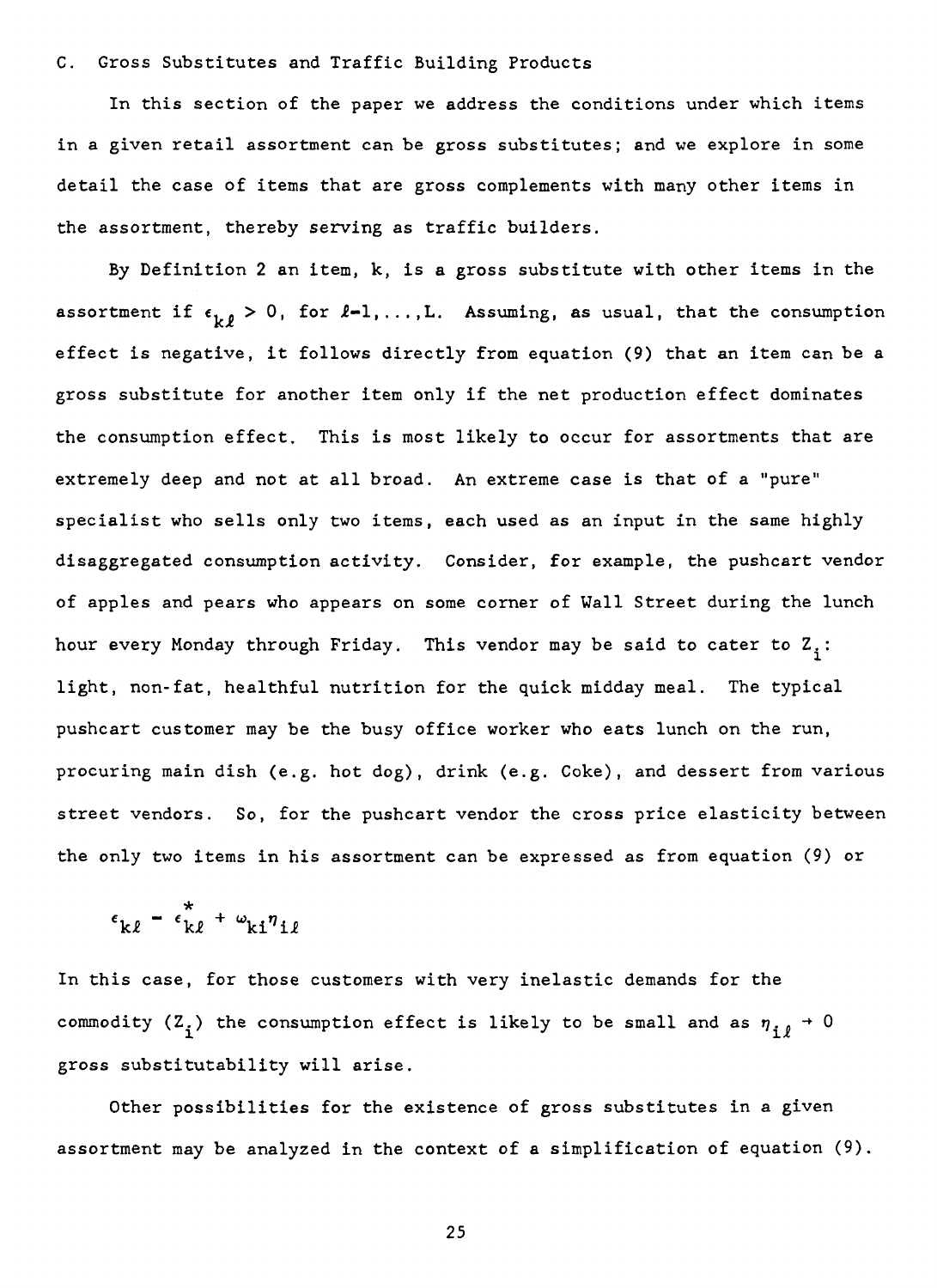## C. Gross Substitutes and Traffic Building Products

In this section of the paper we address the conditions under which items in a given retail assortment can be gross substitutes; and we explore in some detail the case of items that are gross complements with many other items in the assortment, thereby serving as traffic builders.

By Definition 2 an item, k, is a gross substitute with other items in the assortment if $\epsilon_{k\ell} > 0$, for $\ell=1,\ldots,L$. Assuming, as usual, that the consumption effect is negative, it follows directly from equation (9) that an item can be a gross substitute for another item only if the net production effect dominates the consumption effect. This is most likely to occur for assortments that are extremely deep and not at all broad. An extreme case is that of a "pure" specialist who sells only two items, each used as an input in the same highly disaggregated consumption activity. Consider, for example, the pushcart vendor of apples and pears who appears on some corner of Wall Street during the lunch hour every Monday through Friday. This vendor may be said to cater to $Z_i$: light, non-fat, healthful nutrition for the quick midday meal. The typical pushcart customer may be the busy office worker who eats lunch on the run, procuring main dish (e.g. hot dog), drink (e.g. Coke), and dessert from various street vendors. So, for the pushcart vendor the cross price elasticity between the only two items in his assortment can be expressed as from equation (9) or

$$\epsilon_{k\ell} = \epsilon^{*}_{k\ell} + \omega_{ki}\eta_{i\ell}$$

In this case, for those customers with very inelastic demands for the commodity ($Z_i$) the consumption effect is likely to be small and as $\eta_{i\ell} \to 0$ gross substitutability will arise.

Other possibilities for the existence of gross substitutes in a given assortment may be analyzed in the context of a simplification of equation (9).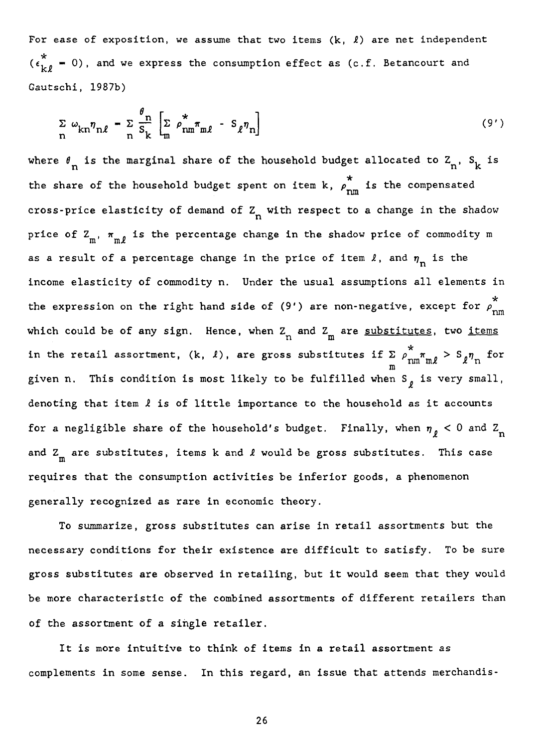For ease of exposition, we assume that two items (k, $\ell$) are net independent ($\epsilon^*_{k\ell} = 0$), and we express the consumption effect as (c.f. Betancourt and Gautschi, 1987b)

$$\sum_n \omega_{kn}\eta_{n\ell} = \sum_n \frac{\theta_n}{S_k}\left[\sum_m \rho^*_{nm}\pi_{m\ell} - S_\ell\eta_n\right] \tag{9'}$$

where $\theta_n$ is the marginal share of the household budget allocated to $Z_n$, $S_k$ is the share of the household budget spent on item k, $\rho^*_{nm}$ is the compensated cross-price elasticity of demand of $Z_n$ with respect to a change in the shadow price of $Z_m$, $\pi_{m\ell}$ is the percentage change in the shadow price of commodity m as a result of a percentage change in the price of item $\ell$, and $\eta_n$ is the income elasticity of commodity n. Under the usual assumptions all elements in the expression on the right hand side of (9') are non-negative, except for $\rho^*_{nm}$ which could be of any sign. Hence, when $Z_n$ and $Z_m$ are <u>substitutes</u>, two <u>items</u> in the retail assortment, (k, $\ell$), are gross substitutes if $\sum_m \rho^*_{nm}\pi_{m\ell} > S_\ell\eta_n$ for given n. This condition is most likely to be fulfilled when $S_\ell$ is very small, denoting that item $\ell$ is of little importance to the household as it accounts for a negligible share of the household's budget. Finally, when $\eta_\ell < 0$ and $Z_n$ and $Z_m$ are substitutes, items k and $\ell$ would be gross substitutes. This case requires that the consumption activities be inferior goods, a phenomenon generally recognized as rare in economic theory.

To summarize, gross substitutes can arise in retail assortments but the necessary conditions for their existence are difficult to satisfy. To be sure gross substitutes are observed in retailing, but it would seem that they would be more characteristic of the combined assortments of different retailers than of the assortment of a single retailer.

It is more intuitive to think of items in a retail assortment as complements in some sense. In this regard, an issue that attends merchandis-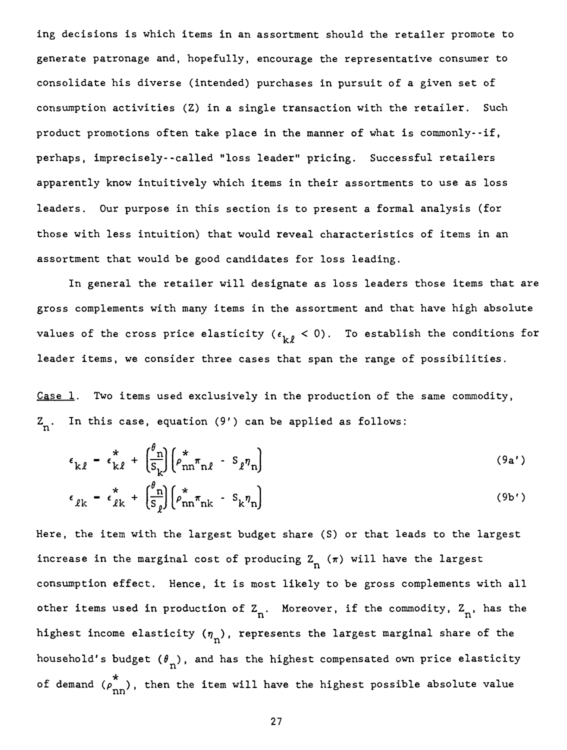ing decisions is which items in an assortment should the retailer promote to generate patronage and, hopefully, encourage the representative consumer to consolidate his diverse (intended) purchases in pursuit of a given set of consumption activities (Z) in a single transaction with the retailer. Such product promotions often take place in the manner of what is commonly--if, perhaps, imprecisely--called "loss leader" pricing. Successful retailers apparently know intuitively which items in their assortments to use as loss leaders. Our purpose in this section is to present a formal analysis (for those with less intuition) that would reveal characteristics of items in an assortment that would be good candidates for loss leading.

In general the retailer will designate as loss leaders those items that are gross complements with many items in the assortment and that have high absolute values of the cross price elasticity ($\epsilon_{k\ell} < 0$). To establish the conditions for leader items, we consider three cases that span the range of possibilities.

<u>Case 1</u>. Two items used exclusively in the production of the same commodity, $Z_n$. In this case, equation (9′) can be applied as follows:

$$\epsilon_{k\ell} = \epsilon^*_{k\ell} + \left(\frac{\theta_n}{S_k}\right)\left(\rho^*_{nn}\pi_{n\ell} - S_\ell \eta_n\right) \tag{9a'}$$

$$\epsilon_{\ell k} = \epsilon^*_{\ell k} + \left(\frac{\theta_n}{S_\ell}\right)\left(\rho^*_{nn}\pi_{nk} - S_k \eta_n\right) \tag{9b'}$$

Here, the item with the largest budget share (S) or that leads to the largest increase in the marginal cost of producing $Z_n$ ($\pi$) will have the largest consumption effect. Hence, it is most likely to be gross complements with all other items used in production of $Z_n$. Moreover, if the commodity, $Z_n$, has the highest income elasticity ($\eta_n$), represents the largest marginal share of the household's budget ($\theta_n$), and has the highest compensated own price elasticity of demand ($\rho^*_{nn}$), then the item will have the highest possible absolute value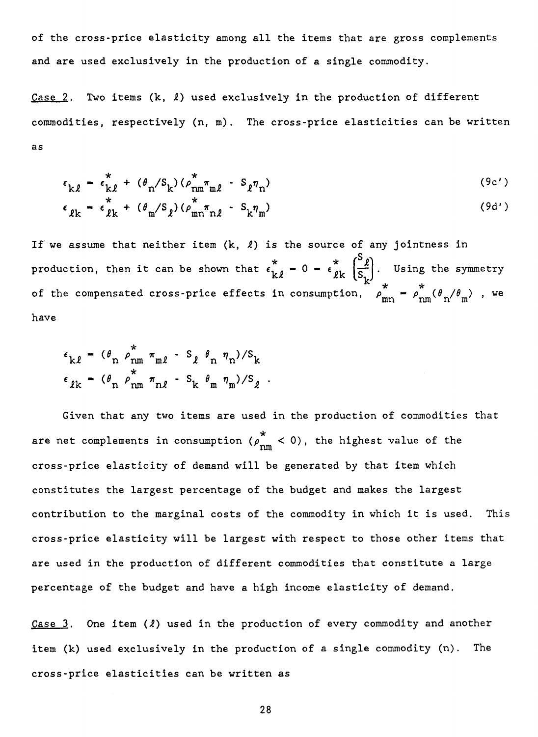of the cross-price elasticity among all the items that are gross complements and are used exclusively in the production of a single commodity.

Case 2. Two items $(k, \ell)$ used exclusively in the production of different commodities, respectively $(n, m)$. The cross-price elasticities can be written as

$$\epsilon_{k\ell} = \epsilon^*_{k\ell} + (\theta_n/S_k)(\rho^*_{nm}\pi_{m\ell} - S_\ell \eta_n) \tag{9c'}$$

$$\epsilon_{\ell k} = \epsilon^*_{\ell k} + (\theta_m/S_\ell)(\rho^*_{mn}\pi_{n\ell} - S_k \eta_m) \tag{9d'}$$

If we assume that neither item $(k, \ell)$ is the source of any jointness in production, then it can be shown that $\epsilon^*_{k\ell} = 0 = \epsilon^*_{\ell k}\left(\frac{S_\ell}{S_k}\right)$. Using the symmetry of the compensated cross-price effects in consumption, $\rho^*_{mn} = \rho^*_{nm}(\theta_n/\theta_m)$, we have

$$\epsilon_{k\ell} = (\theta_n \rho^*_{nm} \pi_{m\ell} - S_\ell \theta_n \eta_n)/S_k$$

$$\epsilon_{\ell k} = (\theta_n \rho^*_{nm} \pi_{n\ell} - S_k \theta_m \eta_m)/S_\ell .$$

Given that any two items are used in the production of commodities that are net complements in consumption $(\rho^*_{nm} < 0)$, the highest value of the cross-price elasticity of demand will be generated by that item which constitutes the largest percentage of the budget and makes the largest contribution to the marginal costs of the commodity in which it is used. This cross-price elasticity will be largest with respect to those other items that are used in the production of different commodities that constitute a large percentage of the budget and have a high income elasticity of demand.

Case 3. One item $(\ell)$ used in the production of every commodity and another item $(k)$ used exclusively in the production of a single commodity $(n)$. The cross-price elasticities can be written as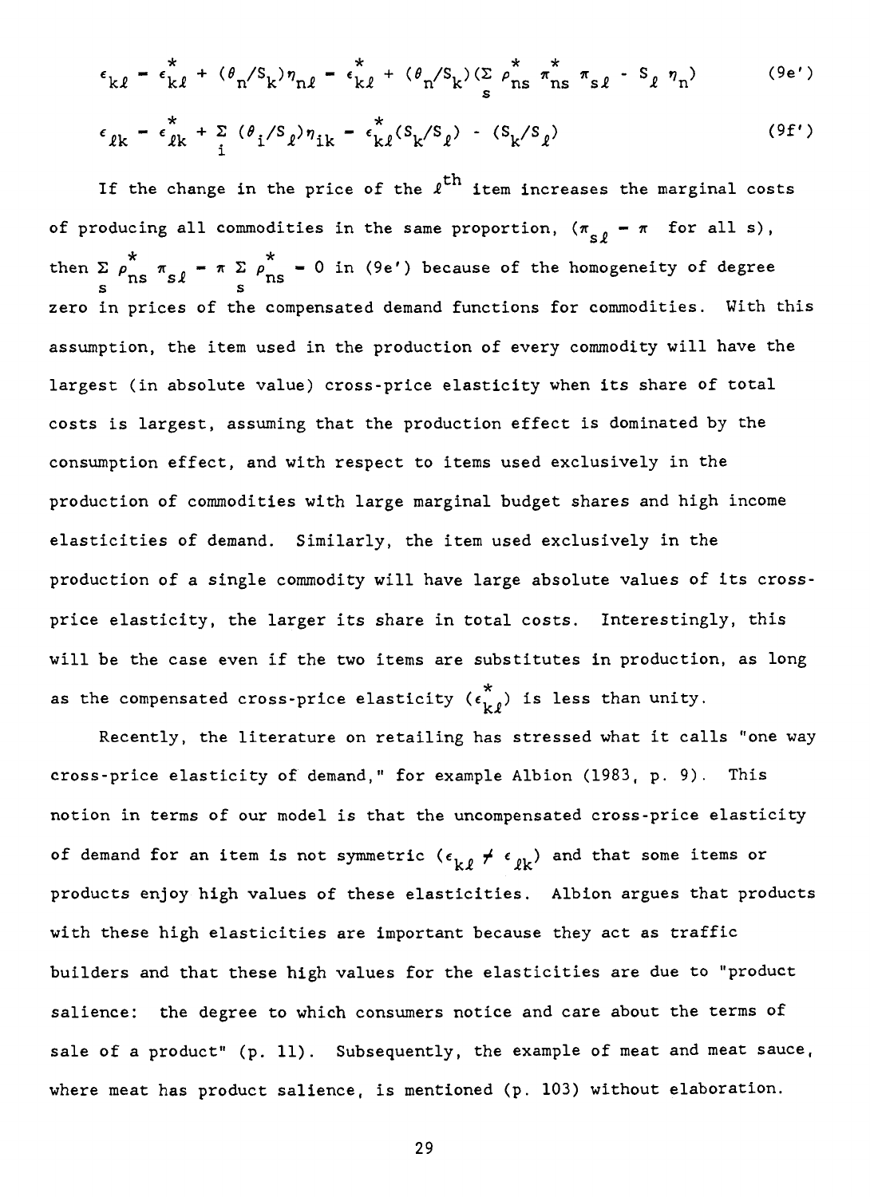$$\epsilon_{k\ell} = \epsilon^*_{k\ell} + (\theta_n/S_k)\eta_{n\ell} = \epsilon^*_{k\ell} + (\theta_n/S_k)(\sum_s \rho^*_{ns}\ \pi^*_{ns}\ \pi_{s\ell} - S_\ell\ \eta_n) \qquad (9e')$$

$$\epsilon_{\ell k} = \epsilon^*_{\ell k} + \sum_i (\theta_i/S_\ell)\eta_{ik} = \epsilon^*_{k\ell}(S_k/S_\ell) - (S_k/S_\ell) \qquad (9f')$$

If the change in the price of the $\ell^{th}$ item increases the marginal costs of producing all commodities in the same proportion, ($\pi_{s\ell} = \pi$ for all s), then $\sum_s \rho^*_{ns}\ \pi_{s\ell} = \pi \sum_s \rho^*_{ns} = 0$ in (9e') because of the homogeneity of degree zero in prices of the compensated demand functions for commodities. With this assumption, the item used in the production of every commodity will have the largest (in absolute value) cross-price elasticity when its share of total costs is largest, assuming that the production effect is dominated by the consumption effect, and with respect to items used exclusively in the production of commodities with large marginal budget shares and high income elasticities of demand. Similarly, the item used exclusively in the production of a single commodity will have large absolute values of its cross-price elasticity, the larger its share in total costs. Interestingly, this will be the case even if the two items are substitutes in production, as long as the compensated cross-price elasticity ($\epsilon^*_{k\ell}$) is less than unity.

Recently, the literature on retailing has stressed what it calls "one way cross-price elasticity of demand," for example Albion (1983, p. 9). This notion in terms of our model is that the uncompensated cross-price elasticity of demand for an item is not symmetric ($\epsilon_{k\ell} \neq \epsilon_{\ell k}$) and that some items or products enjoy high values of these elasticities. Albion argues that products with these high elasticities are important because they act as traffic builders and that these high values for the elasticities are due to "product salience: the degree to which consumers notice and care about the terms of sale of a product" (p. 11). Subsequently, the example of meat and meat sauce, where meat has product salience, is mentioned (p. 103) without elaboration.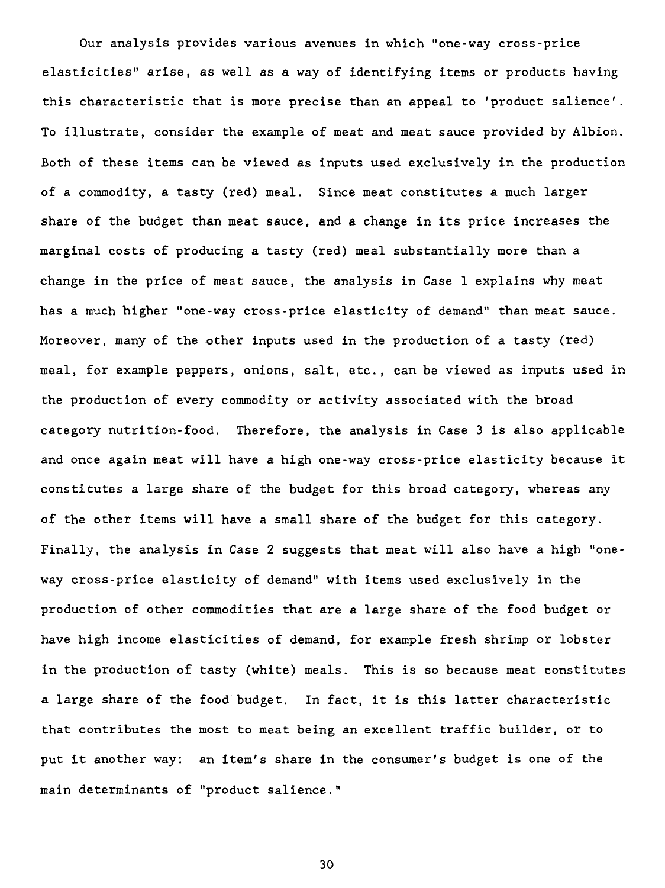Our analysis provides various avenues in which "one-way cross-price elasticities" arise, as well as a way of identifying items or products having this characteristic that is more precise than an appeal to 'product salience'. To illustrate, consider the example of meat and meat sauce provided by Albion. Both of these items can be viewed as inputs used exclusively in the production of a commodity, a tasty (red) meal. Since meat constitutes a much larger share of the budget than meat sauce, and a change in its price increases the marginal costs of producing a tasty (red) meal substantially more than a change in the price of meat sauce, the analysis in Case 1 explains why meat has a much higher "one-way cross-price elasticity of demand" than meat sauce. Moreover, many of the other inputs used in the production of a tasty (red) meal, for example peppers, onions, salt, etc., can be viewed as inputs used in the production of every commodity or activity associated with the broad category nutrition-food. Therefore, the analysis in Case 3 is also applicable and once again meat will have a high one-way cross-price elasticity because it constitutes a large share of the budget for this broad category, whereas any of the other items will have a small share of the budget for this category. Finally, the analysis in Case 2 suggests that meat will also have a high "one-way cross-price elasticity of demand" with items used exclusively in the production of other commodities that are a large share of the food budget or have high income elasticities of demand, for example fresh shrimp or lobster in the production of tasty (white) meals. This is so because meat constitutes a large share of the food budget. In fact, it is this latter characteristic that contributes the most to meat being an excellent traffic builder, or to put it another way: an item's share in the consumer's budget is one of the main determinants of "product salience."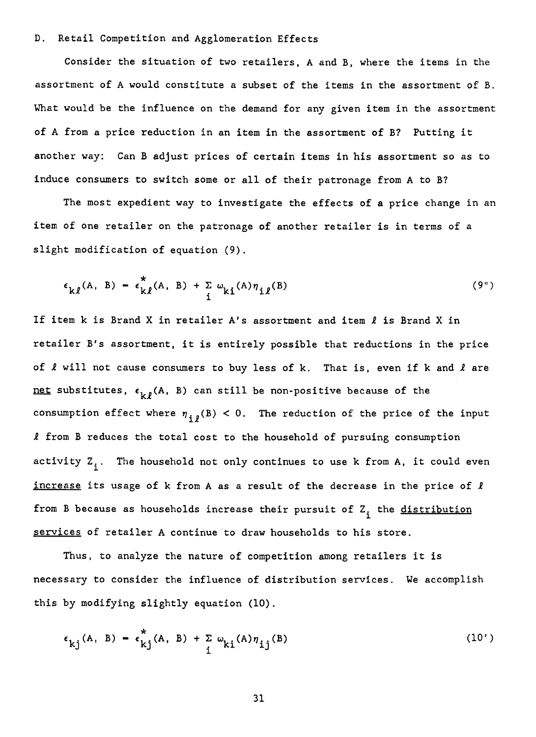D. Retail Competition and Agglomeration Effects

Consider the situation of two retailers, A and B, where the items in the assortment of A would constitute a subset of the items in the assortment of B. What would be the influence on the demand for any given item in the assortment of A from a price reduction in an item in the assortment of B? Putting it another way: Can B adjust prices of certain items in his assortment so as to induce consumers to switch some or all of their patronage from A to B?

The most expedient way to investigate the effects of a price change in an item of one retailer on the patronage of another retailer is in terms of a slight modification of equation (9).

$$\epsilon_{k\ell}(A, B) = \epsilon^*_{k\ell}(A, B) + \sum_i \omega_{ki}(A)\eta_{i\ell}(B) \tag{9"}$$

If item k is Brand X in retailer A's assortment and item $\ell$ is Brand X in retailer B's assortment, it is entirely possible that reductions in the price of $\ell$ will not cause consumers to buy less of k. That is, even if k and $\ell$ are <u>net</u> substitutes, $\epsilon_{k\ell}(A, B)$ can still be non-positive because of the consumption effect where $\eta_{i\ell}(B) < 0$. The reduction of the price of the input $\ell$ from B reduces the total cost to the household of pursuing consumption activity $Z_i$. The household not only continues to use k from A, it could even <u>increase</u> its usage of k from A as a result of the decrease in the price of $\ell$ from B because as households increase their pursuit of $Z_i$ the <u>distribution services</u> of retailer A continue to draw households to his store.

Thus, to analyze the nature of competition among retailers it is necessary to consider the influence of distribution services. We accomplish this by modifying slightly equation (10).

$$\epsilon_{kj}(A, B) = \epsilon^*_{kj}(A, B) + \sum_i \omega_{ki}(A)\eta_{ij}(B) \tag{10'}$$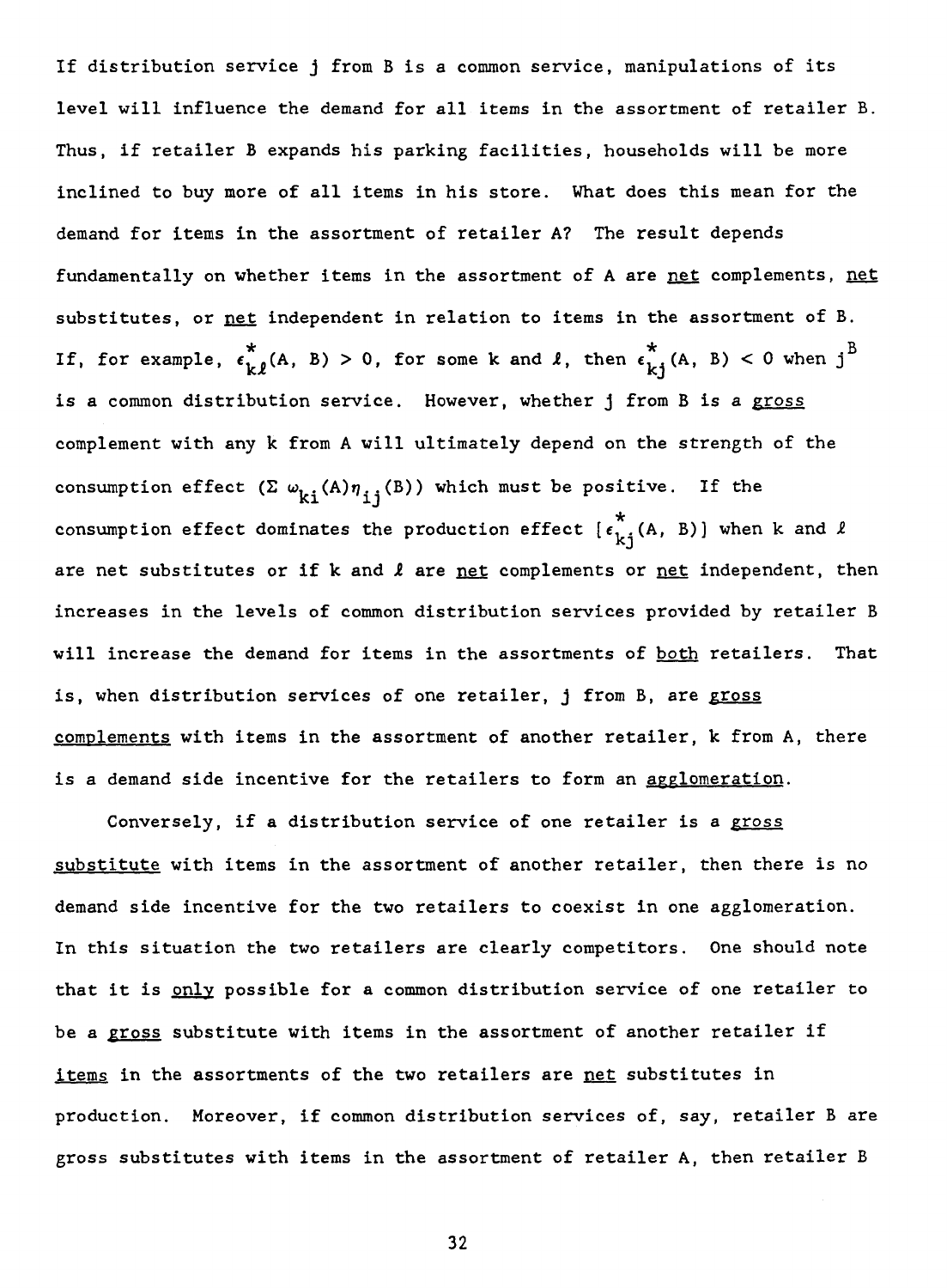If distribution service j from B is a common service, manipulations of its level will influence the demand for all items in the assortment of retailer B. Thus, if retailer B expands his parking facilities, households will be more inclined to buy more of all items in his store. What does this mean for the demand for items in the assortment of retailer A? The result depends fundamentally on whether items in the assortment of A are _net_ complements, _net_ substitutes, or _net_ independent in relation to items in the assortment of B. If, for example, $\epsilon^*_{k\ell}(A, B) > 0$, for some k and $\ell$, then $\epsilon^*_{kj}(A, B) < 0$ when $j^B$ is a common distribution service. However, whether j from B is a _gross_ complement with any k from A will ultimately depend on the strength of the consumption effect ($\Sigma\, \omega_{ki}(A)\eta_{ij}(B)$) which must be positive. If the consumption effect dominates the production effect [$\epsilon^*_{kj}(A, B)$] when k and $\ell$ are net substitutes or if k and $\ell$ are _net_ complements or _net_ independent, then increases in the levels of common distribution services provided by retailer B will increase the demand for items in the assortments of _both_ retailers. That is, when distribution services of one retailer, j from B, are _gross complements_ with items in the assortment of another retailer, k from A, there is a demand side incentive for the retailers to form an _agglomeration_.

Conversely, if a distribution service of one retailer is a _gross substitute_ with items in the assortment of another retailer, then there is no demand side incentive for the two retailers to coexist in one agglomeration. In this situation the two retailers are clearly competitors. One should note that it is _only_ possible for a common distribution service of one retailer to be a _gross_ substitute with items in the assortment of another retailer if _items_ in the assortments of the two retailers are _net_ substitutes in production. Moreover, if common distribution services of, say, retailer B are gross substitutes with items in the assortment of retailer A, then retailer B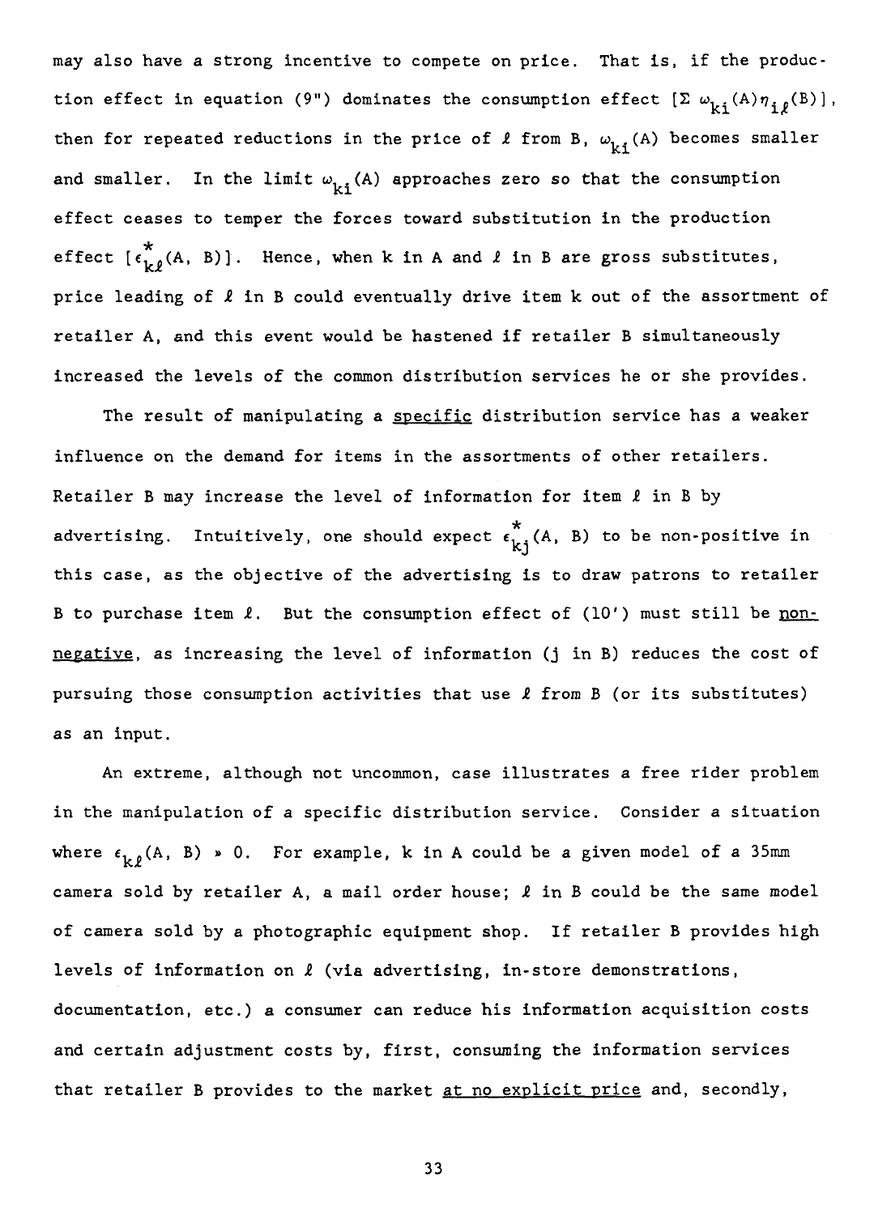may also have a strong incentive to compete on price. That is, if the production effect in equation (9") dominates the consumption effect $[\Sigma\, \omega_{ki}(A)\eta_{i\ell}(B)]$, then for repeated reductions in the price of $\ell$ from B, $\omega_{ki}(A)$ becomes smaller and smaller. In the limit $\omega_{ki}(A)$ approaches zero so that the consumption effect ceases to temper the forces toward substitution in the production effect $[\epsilon^{*}_{k\ell}(A, B)]$. Hence, when k in A and $\ell$ in B are gross substitutes, price leading of $\ell$ in B could eventually drive item k out of the assortment of retailer A, and this event would be hastened if retailer B simultaneously increased the levels of the common distribution services he or she provides.

The result of manipulating a <u>specific</u> distribution service has a weaker influence on the demand for items in the assortments of other retailers. Retailer B may increase the level of information for item $\ell$ in B by advertising. Intuitively, one should expect $\epsilon^{*}_{kj}(A, B)$ to be non-positive in this case, as the objective of the advertising is to draw patrons to retailer B to purchase item $\ell$. But the consumption effect of (10') must still be <u>non-negative</u>, as increasing the level of information (j in B) reduces the cost of pursuing those consumption activities that use $\ell$ from B (or its substitutes) as an input.

An extreme, although not uncommon, case illustrates a free rider problem in the manipulation of a specific distribution service. Consider a situation where $\epsilon_{k\ell}(A, B) \gg 0$. For example, k in A could be a given model of a 35mm camera sold by retailer A, a mail order house; $\ell$ in B could be the same model of camera sold by a photographic equipment shop. If retailer B provides high levels of information on $\ell$ (via advertising, in-store demonstrations, documentation, etc.) a consumer can reduce his information acquisition costs and certain adjustment costs by, first, consuming the information services that retailer B provides to the market <u>at no explicit price</u> and, secondly,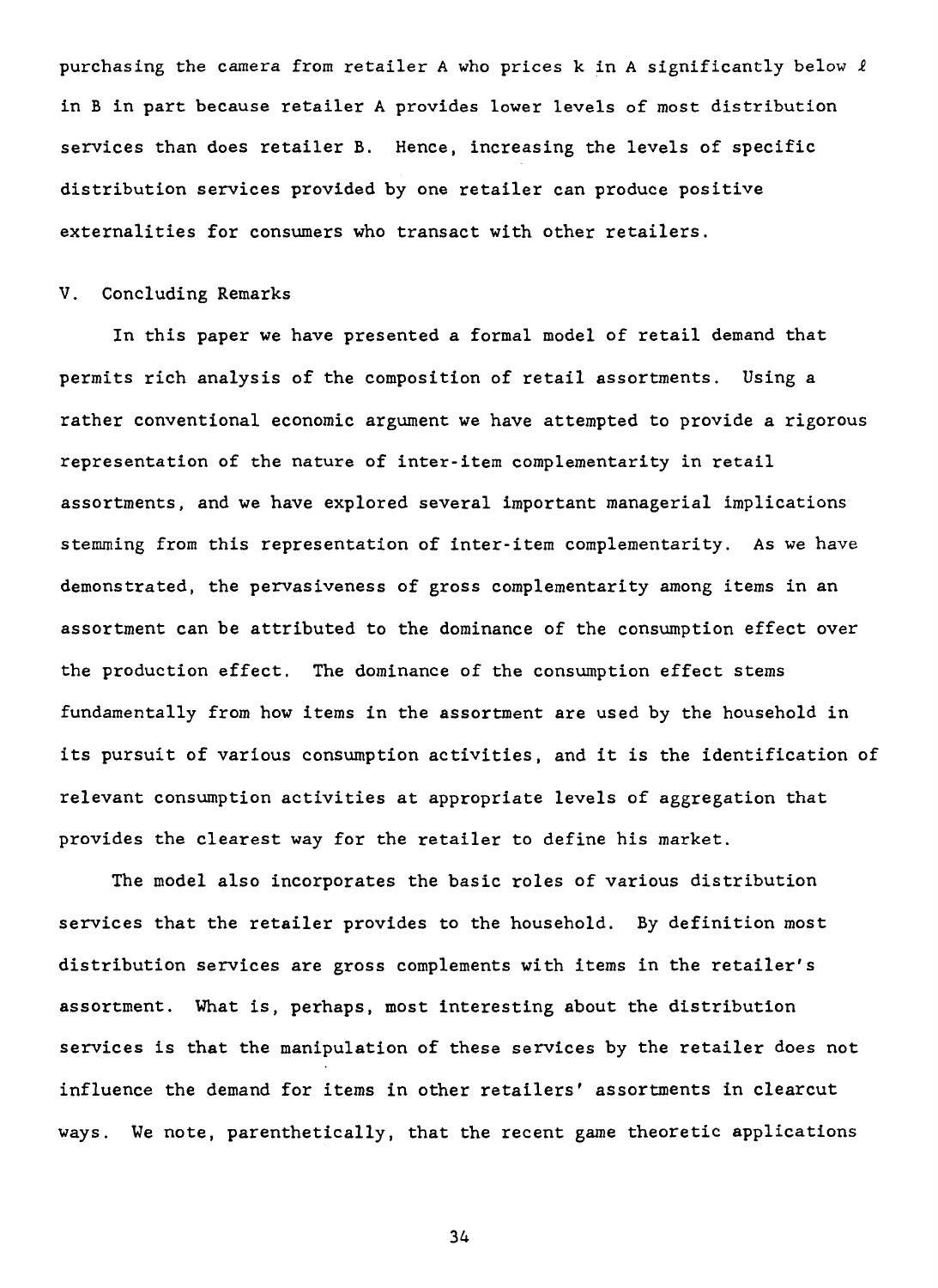purchasing the camera from retailer A who prices k in A significantly below $\ell$ in B in part because retailer A provides lower levels of most distribution services than does retailer B. Hence, increasing the levels of specific distribution services provided by one retailer can produce positive externalities for consumers who transact with other retailers.

## V. Concluding Remarks

In this paper we have presented a formal model of retail demand that permits rich analysis of the composition of retail assortments. Using a rather conventional economic argument we have attempted to provide a rigorous representation of the nature of inter-item complementarity in retail assortments, and we have explored several important managerial implications stemming from this representation of inter-item complementarity. As we have demonstrated, the pervasiveness of gross complementarity among items in an assortment can be attributed to the dominance of the consumption effect over the production effect. The dominance of the consumption effect stems fundamentally from how items in the assortment are used by the household in its pursuit of various consumption activities, and it is the identification of relevant consumption activities at appropriate levels of aggregation that provides the clearest way for the retailer to define his market.

The model also incorporates the basic roles of various distribution services that the retailer provides to the household. By definition most distribution services are gross complements with items in the retailer's assortment. What is, perhaps, most interesting about the distribution services is that the manipulation of these services by the retailer does not influence the demand for items in other retailers' assortments in clearcut ways. We note, parenthetically, that the recent game theoretic applications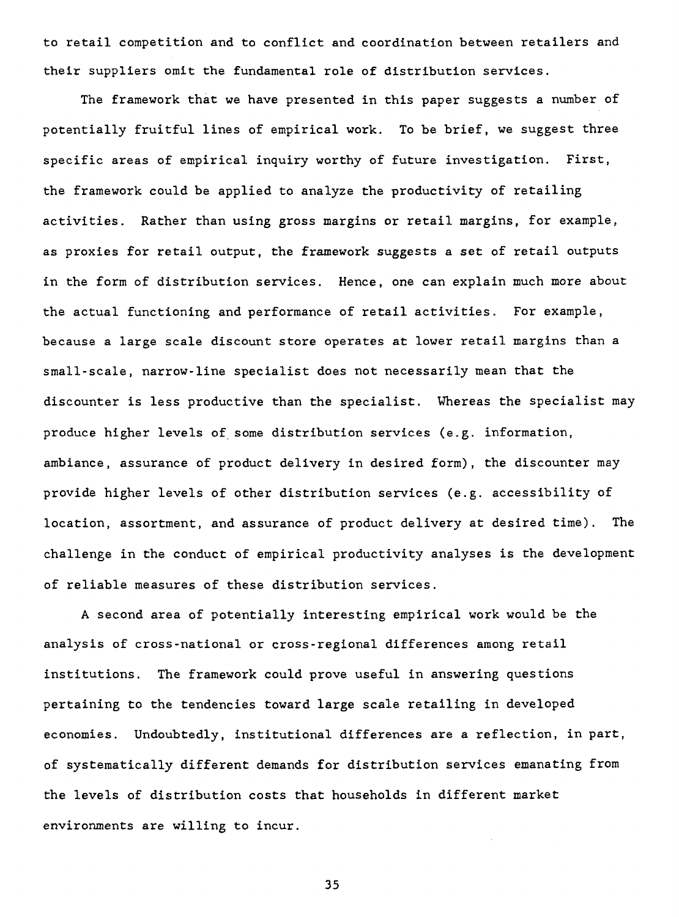to retail competition and to conflict and coordination between retailers and their suppliers omit the fundamental role of distribution services.

The framework that we have presented in this paper suggests a number of potentially fruitful lines of empirical work. To be brief, we suggest three specific areas of empirical inquiry worthy of future investigation. First, the framework could be applied to analyze the productivity of retailing activities. Rather than using gross margins or retail margins, for example, as proxies for retail output, the framework suggests a set of retail outputs in the form of distribution services. Hence, one can explain much more about the actual functioning and performance of retail activities. For example, because a large scale discount store operates at lower retail margins than a small-scale, narrow-line specialist does not necessarily mean that the discounter is less productive than the specialist. Whereas the specialist may produce higher levels of some distribution services (e.g. information, ambiance, assurance of product delivery in desired form), the discounter may provide higher levels of other distribution services (e.g. accessibility of location, assortment, and assurance of product delivery at desired time). The challenge in the conduct of empirical productivity analyses is the development of reliable measures of these distribution services.

A second area of potentially interesting empirical work would be the analysis of cross-national or cross-regional differences among retail institutions. The framework could prove useful in answering questions pertaining to the tendencies toward large scale retailing in developed economies. Undoubtedly, institutional differences are a reflection, in part, of systematically different demands for distribution services emanating from the levels of distribution costs that households in different market environments are willing to incur.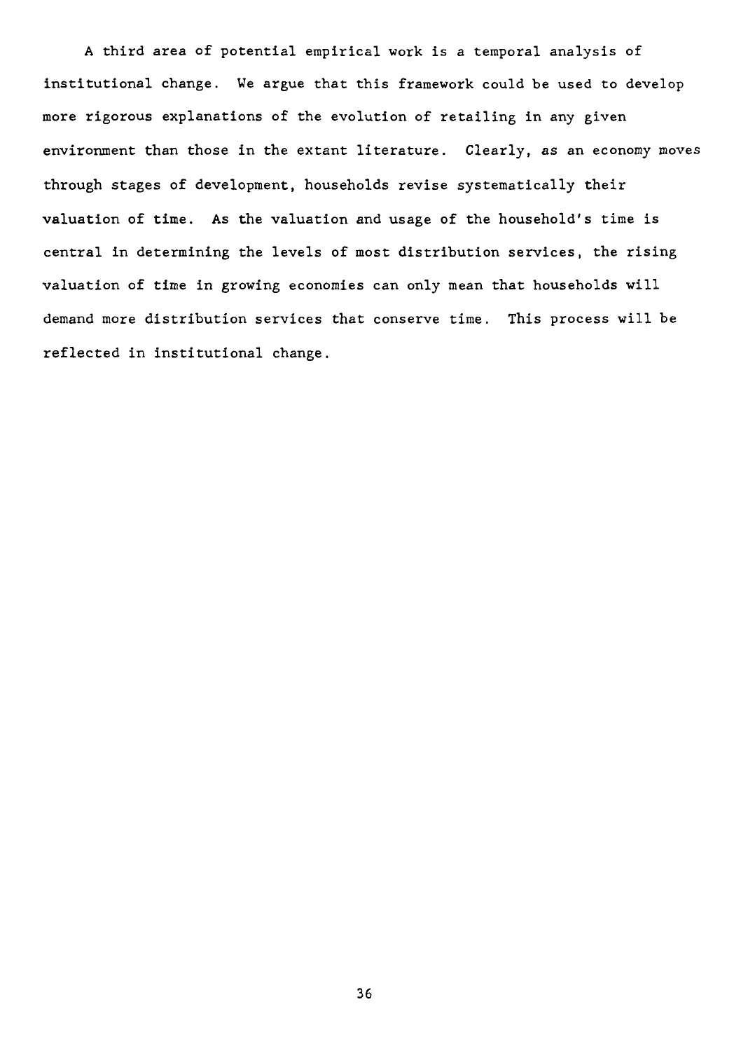A third area of potential empirical work is a temporal analysis of institutional change. We argue that this framework could be used to develop more rigorous explanations of the evolution of retailing in any given environment than those in the extant literature. Clearly, as an economy moves through stages of development, households revise systematically their valuation of time. As the valuation and usage of the household's time is central in determining the levels of most distribution services, the rising valuation of time in growing economies can only mean that households will demand more distribution services that conserve time. This process will be reflected in institutional change.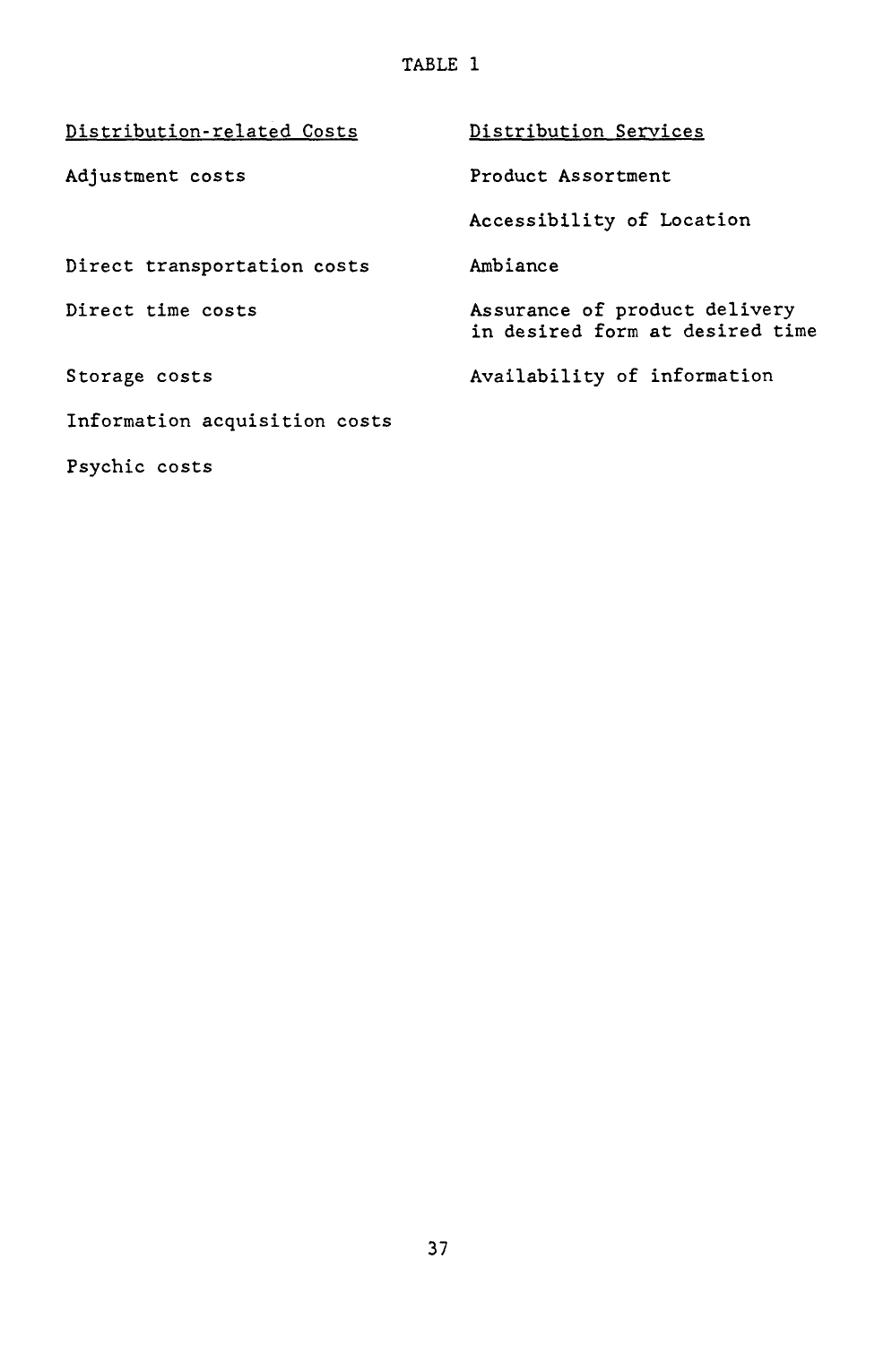TABLE 1

| Distribution-related Costs | Distribution Services |
|---|---|
| Adjustment costs | Product Assortment |
| | Accessibility of Location |
| Direct transportation costs | Ambiance |
| Direct time costs | Assurance of product delivery in desired form at desired time |
| Storage costs | Availability of information |
| Information acquisition costs | |
| Psychic costs | |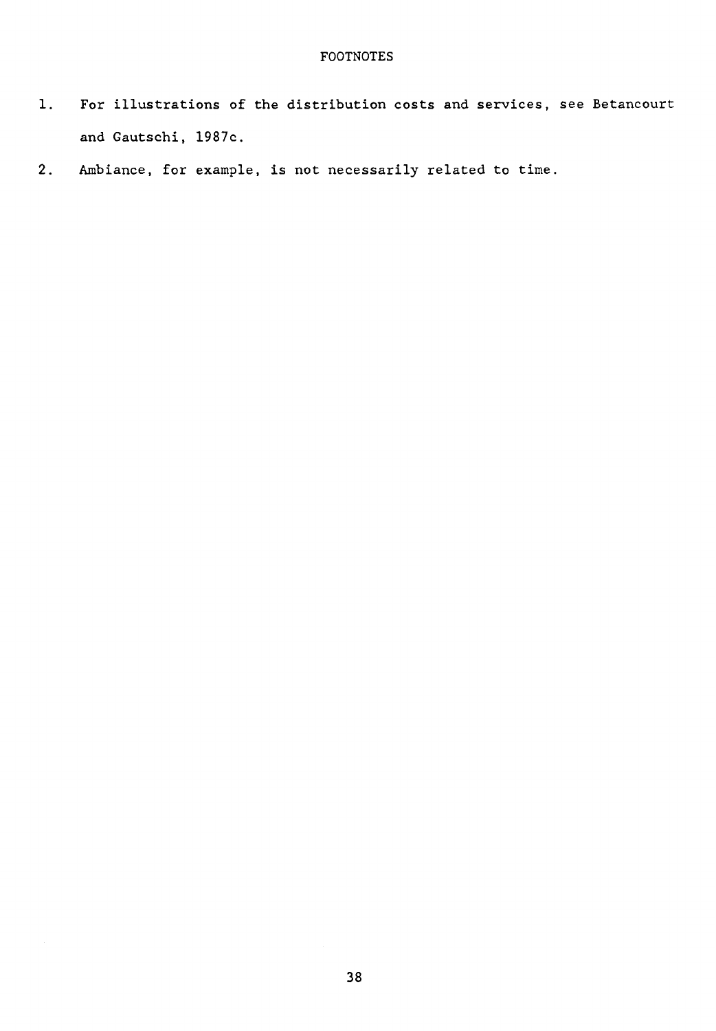## FOOTNOTES

1. For illustrations of the distribution costs and services, see Betancourt and Gautschi, 1987c.
2. Ambiance, for example, is not necessarily related to time.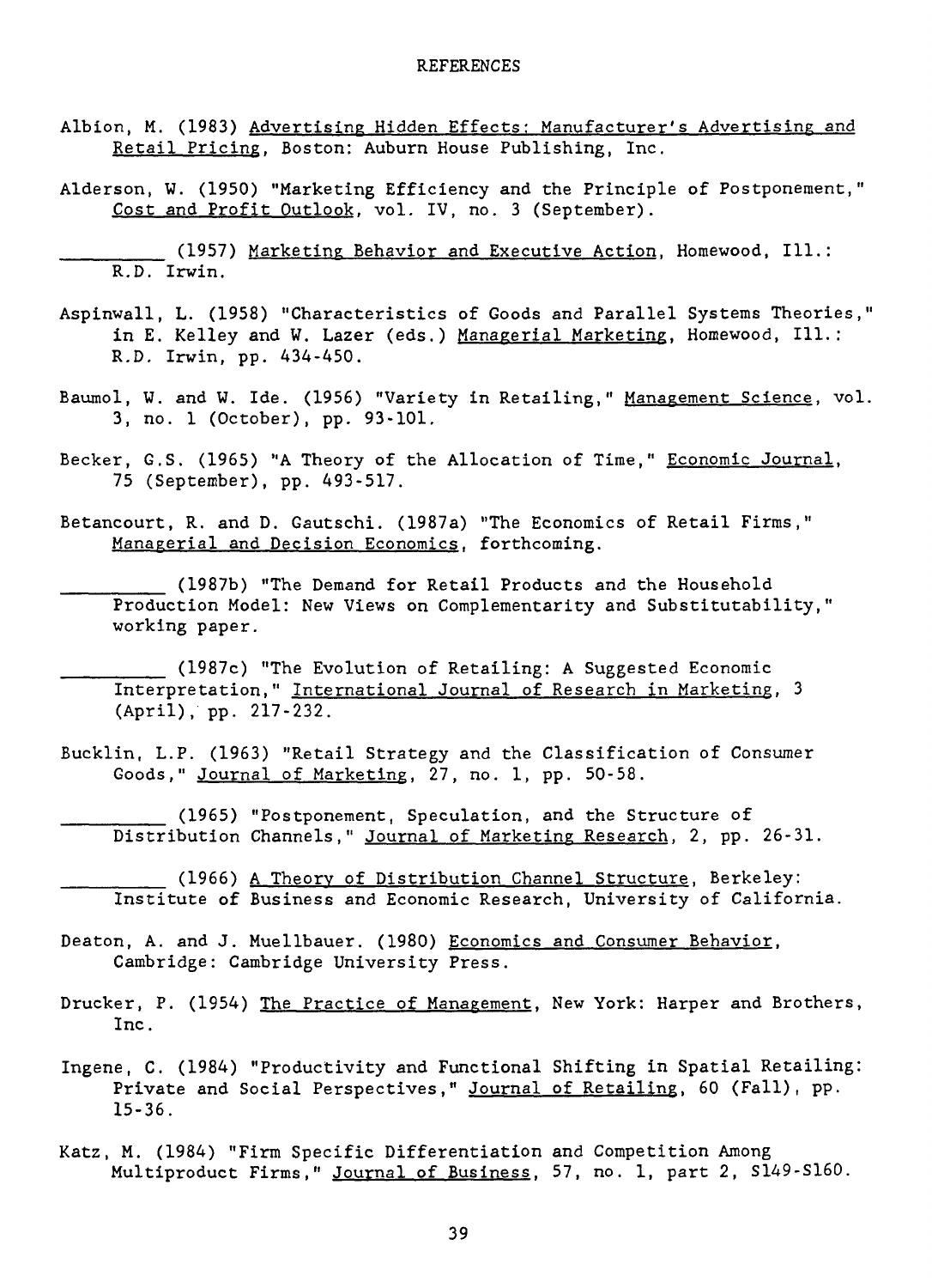# REFERENCES

Albion, M. (1983) Advertising Hidden Effects: Manufacturer's Advertising and Retail Pricing, Boston: Auburn House Publishing, Inc.

Alderson, W. (1950) "Marketing Efficiency and the Principle of Postponement," Cost and Profit Outlook, vol. IV, no. 3 (September).

_________ (1957) Marketing Behavior and Executive Action, Homewood, Ill.: R.D. Irwin.

Aspinwall, L. (1958) "Characteristics of Goods and Parallel Systems Theories," in E. Kelley and W. Lazer (eds.) Managerial Marketing, Homewood, Ill.: R.D. Irwin, pp. 434-450.

Baumol, W. and W. Ide. (1956) "Variety in Retailing," Management Science, vol. 3, no. 1 (October), pp. 93-101.

Becker, G.S. (1965) "A Theory of the Allocation of Time," Economic Journal, 75 (September), pp. 493-517.

Betancourt, R. and D. Gautschi. (1987a) "The Economics of Retail Firms," Managerial and Decision Economics, forthcoming.

_________ (1987b) "The Demand for Retail Products and the Household Production Model: New Views on Complementarity and Substitutability," working paper.

_________ (1987c) "The Evolution of Retailing: A Suggested Economic Interpretation," International Journal of Research in Marketing, 3 (April), pp. 217-232.

Bucklin, L.P. (1963) "Retail Strategy and the Classification of Consumer Goods," Journal of Marketing, 27, no. 1, pp. 50-58.

_________ (1965) "Postponement, Speculation, and the Structure of Distribution Channels," Journal of Marketing Research, 2, pp. 26-31.

_________ (1966) A Theory of Distribution Channel Structure, Berkeley: Institute of Business and Economic Research, University of California.

Deaton, A. and J. Muellbauer. (1980) Economics and Consumer Behavior, Cambridge: Cambridge University Press.

Drucker, P. (1954) The Practice of Management, New York: Harper and Brothers, Inc.

Ingene, C. (1984) "Productivity and Functional Shifting in Spatial Retailing: Private and Social Perspectives," Journal of Retailing, 60 (Fall), pp. 15-36.

Katz, M. (1984) "Firm Specific Differentiation and Competition Among Multiproduct Firms," Journal of Business, 57, no. 1, part 2, S149-S160.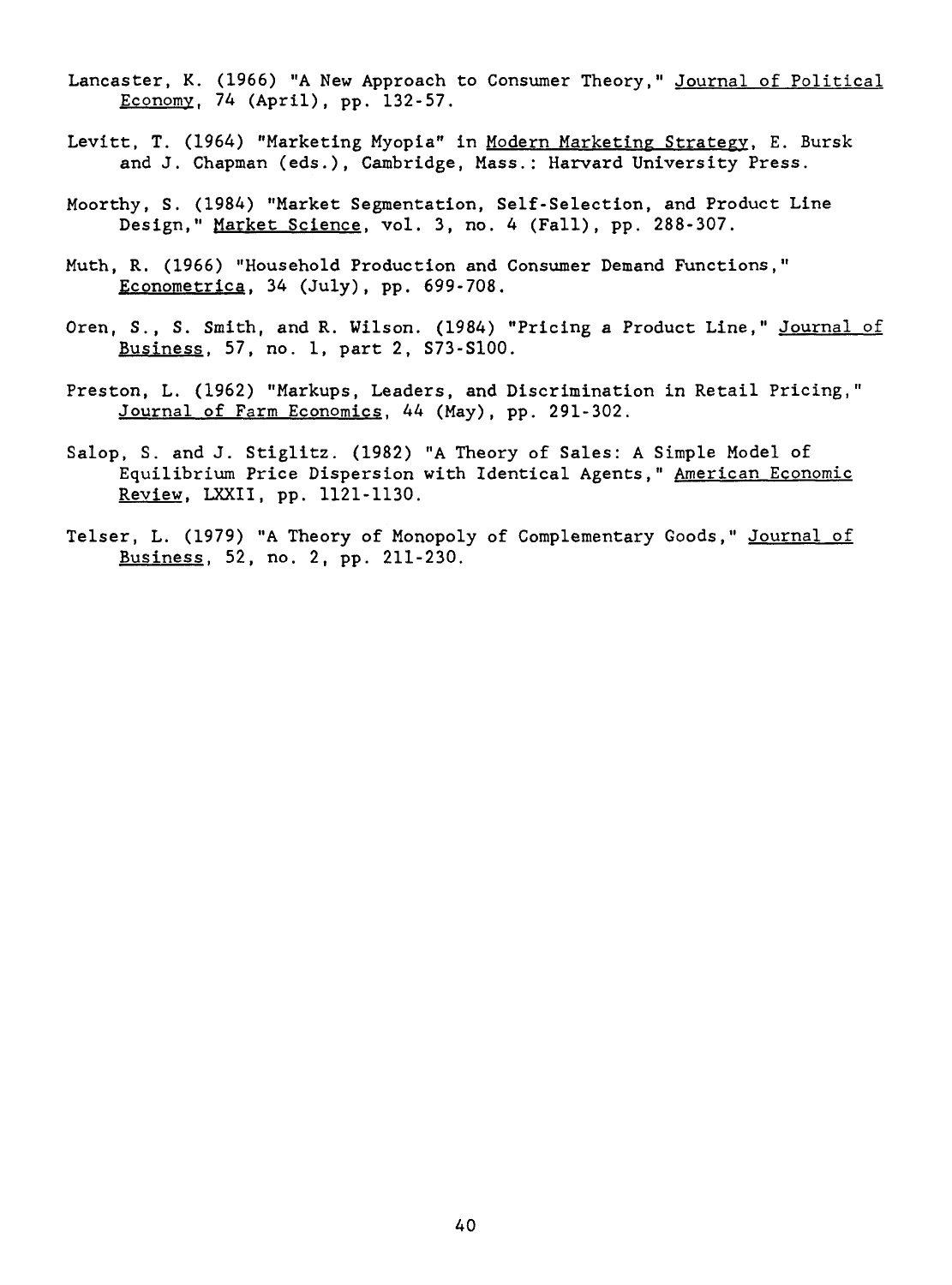Lancaster, K. (1966) "A New Approach to Consumer Theory," Journal of Political Economy, 74 (April), pp. 132-57.

Levitt, T. (1964) "Marketing Myopia" in Modern Marketing Strategy, E. Bursk and J. Chapman (eds.), Cambridge, Mass.: Harvard University Press.

Moorthy, S. (1984) "Market Segmentation, Self-Selection, and Product Line Design," Market Science, vol. 3, no. 4 (Fall), pp. 288-307.

Muth, R. (1966) "Household Production and Consumer Demand Functions," Econometrica, 34 (July), pp. 699-708.

Oren, S., S. Smith, and R. Wilson. (1984) "Pricing a Product Line," Journal of Business, 57, no. 1, part 2, S73-S100.

Preston, L. (1962) "Markups, Leaders, and Discrimination in Retail Pricing," Journal of Farm Economics, 44 (May), pp. 291-302.

Salop, S. and J. Stiglitz. (1982) "A Theory of Sales: A Simple Model of Equilibrium Price Dispersion with Identical Agents," American Economic Review, LXXII, pp. 1121-1130.

Telser, L. (1979) "A Theory of Monopoly of Complementary Goods," Journal of Business, 52, no. 2, pp. 211-230.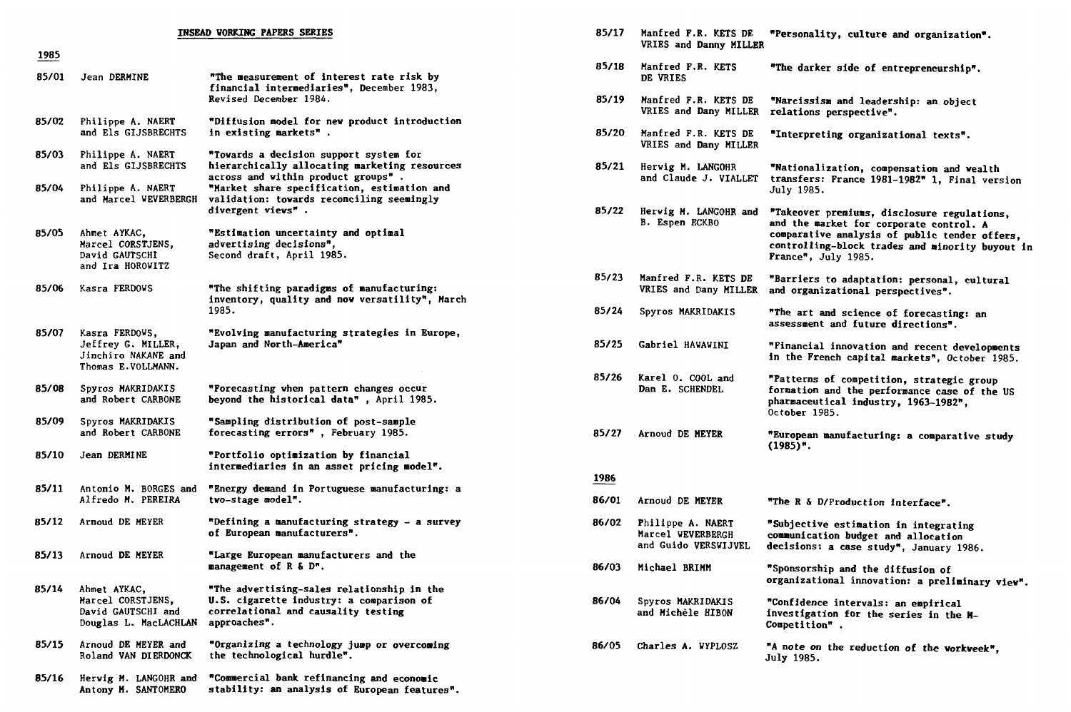## INSEAD WORKING PAPERS SERIES

### 1985

85/01 Jean DERMINE — "The measurement of interest rate risk by financial intermediaries", December 1983, Revised December 1984.

85/02 Philippe A. NAERT and Els GIJSBRECHTS — "Diffusion model for new product introduction in existing markets" .

85/03 Philippe A. NAERT and Els GIJSBRECHTS — "Towards a decision support system for hierarchically allocating marketing resources across and within product groups" .

85/04 Philippe A. NAERT and Marcel WEVERBERGH — "Market share specification, estimation and validation: towards reconciling seemingly divergent views" .

85/05 Ahmet AYKAC, Marcel CORSTJENS, David GAUTSCHI and Ira HOROWITZ — "Estimation uncertainty and optimal advertising decisions", Second draft, April 1985.

85/06 Kasra FERDOWS — "The shifting paradigms of manufacturing: inventory, quality and now versatility", March 1985.

85/07 Kasra FERDOWS, Jeffrey G. MILLER, Jinchiro NAKANE and Thomas E.VOLLMANN. — "Evolving manufacturing strategies in Europe, Japan and North-America"

85/08 Spyros MAKRIDAKIS and Robert CARBONE — "Forecasting when pattern changes occur beyond the historical data" , April 1985.

85/09 Spyros MAKRIDAKIS and Robert CARBONE — "Sampling distribution of post-sample forecasting errors" , February 1985.

85/10 Jean DERMINE — "Portfolio optimization by financial intermediaries in an asset pricing model".

85/11 Antonio M. BORGES and Alfredo M. PEREIRA — "Energy demand in Portuguese manufacturing: a two-stage model".

85/12 Arnoud DE MEYER — "Defining a manufacturing strategy - a survey of European manufacturers".

85/13 Arnoud DE MEYER — "Large European manufacturers and the management of R & D".

85/14 Ahmet AYKAC, Marcel CORSTJENS, David GAUTSCHI and Douglas L. MacLACHLAN — "The advertising-sales relationship in the U.S. cigarette industry: a comparison of correlational and causality testing approaches".

85/15 Arnoud DE MEYER and Roland VAN DIERDONCK — "Organizing a technology jump or overcoming the technological hurdle".

85/16 Herwig M. LANGOHR and Antony M. SANTOMERO — "Commercial bank refinancing and economic stability: an analysis of European features".

85/17 Manfred F.R. KETS DE VRIES and Danny MILLER — "Personality, culture and organization".

85/18 Manfred F.R. KETS DE VRIES — "The darker side of entrepreneurship".

85/19 Manfred F.R. KETS DE VRIES and Dany MILLER — "Narcissism and leadership: an object relations perspective".

85/20 Manfred F.R. KETS DE VRIES and Dany MILLER — "Interpreting organizational texts".

85/21 Herwig M. LANGOHR and Claude J. VIALLET — "Nationalization, compensation and wealth transfers: France 1981-1982" 1, Final version July 1985.

85/22 Herwig M. LANGOHR and B. Espen ECKBO — "Takeover premiums, disclosure regulations, and the market for corporate control. A comparative analysis of public tender offers, controlling-block trades and minority buyout in France", July 1985.

85/23 Manfred F.R. KETS DE VRIES and Dany MILLER — "Barriers to adaptation: personal, cultural and organizational perspectives".

85/24 Spyros MAKRIDAKIS — "The art and science of forecasting: an assessment and future directions".

85/25 Gabriel HAWAWINI — "Financial innovation and recent developments in the French capital markets", October 1985.

85/26 Karel O. COOL and Dan E. SCHENDEL — "Patterns of competition, strategic group formation and the performance case of the US pharmaceutical industry, 1963-1982", October 1985.

85/27 Arnoud DE MEYER — "European manufacturing: a comparative study (1985)".

### 1986

86/01 Arnoud DE MEYER — "The R & D/Production interface".

86/02 Philippe A. NAERT, Marcel WEVERBERGH and Guido VERSWIJVEL — "Subjective estimation in integrating communication budget and allocation decisions: a case study", January 1986.

86/03 Michael BRIMM — "Sponsorship and the diffusion of organizational innovation: a preliminary view".

86/04 Spyros MAKRIDAKIS and Michèle HIBON — "Confidence intervals: an empirical investigation for the series in the M-Competition" .

86/05 Charles A. WYPLOSZ — "A note on the reduction of the workweek", July 1985.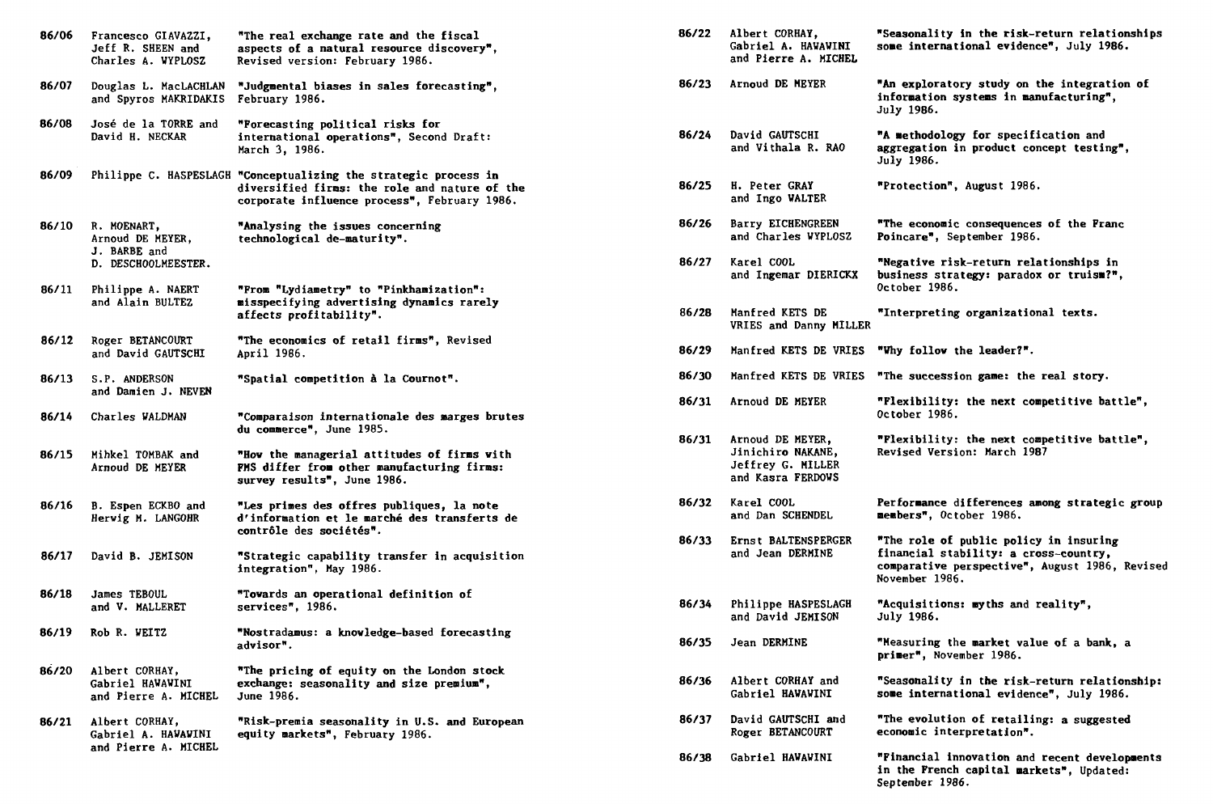86/06 Francesco GIAVAZZI, Jeff R. SHEEN and Charles A. WYPLOSZ — "The real exchange rate and the fiscal aspects of a natural resource discovery", Revised version: February 1986.

86/07 Douglas L. MacLACHLAN and Spyros MAKRIDAKIS — "Judgmental biases in sales forecasting", February 1986.

86/08 José de la TORRE and David H. NECKAR — "Forecasting political risks for international operations", Second Draft: March 3, 1986.

86/09 Philippe C. HASPESLAGH — "Conceptualizing the strategic process in diversified firms: the role and nature of the corporate influence process", February 1986.

86/10 R. MOENART, Arnoud DE MEYER, J. BARBE and D. DESCHOOLMEESTER. — "Analysing the issues concerning technological de-maturity".

86/11 Philippe A. NAERT and Alain BULTEZ — "From "Lydiametry" to "Pinkhamization": misspecifying advertising dynamics rarely affects profitability".

86/12 Roger BETANCOURT and David GAUTSCHI — "The economics of retail firms", Revised April 1986.

86/13 S.P. ANDERSON and Damien J. NEVEN — "Spatial competition à la Cournot".

86/14 Charles WALDMAN — "Comparaison internationale des marges brutes du commerce", June 1985.

86/15 Mihkel TOMBAK and Arnoud DE MEYER — "How the managerial attitudes of firms with FMS differ from other manufacturing firms: survey results", June 1986.

86/16 B. Espen ECKBO and Herwig M. LANGOHR — "Les primes des offres publiques, la note d'information et le marché des transferts de contrôle des sociétés".

86/17 David B. JEMISON — "Strategic capability transfer in acquisition integration", May 1986.

86/18 James TEBOUL and V. MALLERET — "Towards an operational definition of services", 1986.

86/19 Rob R. WEITZ — "Nostradamus: a knowledge-based forecasting advisor".

86/20 Albert CORHAY, Gabriel HAWAWINI and Pierre A. MICHEL — "The pricing of equity on the London stock exchange: seasonality and size premium", June 1986.

86/21 Albert CORHAY, Gabriel A. HAWAWINI and Pierre A. MICHEL — "Risk-premia seasonality in U.S. and European equity markets", February 1986.

86/22 Albert CORHAY, Gabriel A. HAWAWINI and Pierre A. MICHEL — "Seasonality in the risk-return relationships some international evidence", July 1986.

86/23 Arnoud DE MEYER — "An exploratory study on the integration of information systems in manufacturing", July 1986.

86/24 David GAUTSCHI and Vithala R. RAO — "A methodology for specification and aggregation in product concept testing", July 1986.

86/25 H. Peter GRAY and Ingo WALTER — "Protection", August 1986.

86/26 Barry EICHENGREEN and Charles WYPLOSZ — "The economic consequences of the Franc Poincare", September 1986.

86/27 Karel COOL and Ingemar DIERICKX — "Negative risk-return relationships in business strategy: paradox or truism?", October 1986.

86/28 Manfred KETS DE VRIES and Danny MILLER — "Interpreting organizational texts.

86/29 Manfred KETS DE VRIES — "Why follow the leader?".

86/30 Manfred KETS DE VRIES — "The succession game: the real story.

86/31 Arnoud DE MEYER — "Flexibility: the next competitive battle", October 1986.

86/31 Arnoud DE MEYER, Jinichiro NAKANE, Jeffrey G. MILLER and Kasra FERDOWS — "Flexibility: the next competitive battle", Revised Version: March 1987

86/32 Karel COOL and Dan SCHENDEL — Performance differences among strategic group members", October 1986.

86/33 Ernst BALTENSPERGER and Jean DERMINE — "The role of public policy in insuring financial stability: a cross-country, comparative perspective", August 1986, Revised November 1986.

86/34 Philippe HASPESLAGH and David JEMISON — "Acquisitions: myths and reality", July 1986.

86/35 Jean DERMINE — "Measuring the market value of a bank, a primer", November 1986.

86/36 Albert CORHAY and Gabriel HAWAWINI — "Seasonality in the risk-return relationship: some international evidence", July 1986.

86/37 David GAUTSCHI and Roger BETANCOURT — "The evolution of retailing: a suggested economic interpretation".

86/38 Gabriel HAWAWINI — "Financial innovation and recent developments in the French capital markets", Updated: September 1986.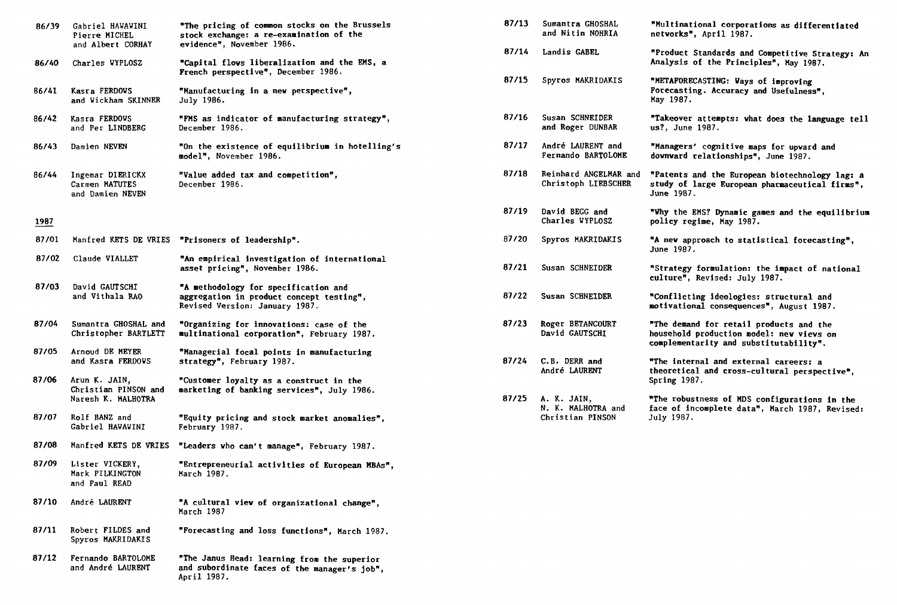| | | |
|---|---|---|
| 86/39 | Gabriel HAWAWINI Pierre MICHEL and Albert CORHAY | "The pricing of common stocks on the Brussels stock exchange: a re-examination of the evidence", November 1986. |
| 86/40 | Charles WYPLOSZ | "Capital flows liberalization and the EMS, a French perspective", December 1986. |
| 86/41 | Kasra FERDOWS and Wickham SKINNER | "Manufacturing in a new perspective", July 1986. |
| 86/42 | Kasra FERDOWS and Per LINDBERG | "FMS as indicator of manufacturing strategy", December 1986. |
| 86/43 | Damien NEVEN | "On the existence of equilibrium in hotelling's model", November 1986. |
| 86/44 | Ingemar DIERICKX Carmen MATUTES and Damien NEVEN | "Value added tax and competition", December 1986. |

1987

| | | |
|---|---|---|
| 87/01 | Manfred KETS DE VRIES | "Prisoners of leadership". |
| 87/02 | Claude VIALLET | "An empirical investigation of international asset pricing", November 1986. |
| 87/03 | David GAUTSCHI and Vithala RAO | "A methodology for specification and aggregation in product concept testing", Revised Version: January 1987. |
| 87/04 | Sumantra GHOSHAL and Christopher BARTLETT | "Organizing for innovations: case of the multinational corporation", February 1987. |
| 87/05 | Arnoud DE MEYER and Kasra FERDOWS | "Managerial focal points in manufacturing strategy", February 1987. |
| 87/06 | Arun K. JAIN, Christian PINSON and Naresh K. MALHOTRA | "Customer loyalty as a construct in the marketing of banking services", July 1986. |
| 87/07 | Rolf BANZ and Gabriel HAWAWINI | "Equity pricing and stock market anomalies", February 1987. |
| 87/08 | Manfred KETS DE VRIES | "Leaders who can't manage", February 1987. |
| 87/09 | Lister VICKERY, Mark PILKINGTON and Paul READ | "Entrepreneurial activities of European MBAs", March 1987. |
| 87/10 | André LAURENT | "A cultural view of organizational change", March 1987 |
| 87/11 | Robert FILDES and Spyros MAKRIDAKIS | "Forecasting and loss functions", March 1987. |
| 87/12 | Fernando BARTOLOME and André LAURENT | "The Janus Head: learning from the superior and subordinate faces of the manager's job", April 1987. |
| 87/13 | Sumantra GHOSHAL and Nitin NOHRIA | "Multinational corporations as differentiated networks", April 1987. |
| 87/14 | Landis GABEL | "Product Standards and Competitive Strategy: An Analysis of the Principles", May 1987. |
| 87/15 | Spyros MAKRIDAKIS | "METAFORECASTING: Ways of improving Forecasting. Accuracy and Usefulness", May 1987. |
| 87/16 | Susan SCHNEIDER and Roger DUNBAR | "Takeover attempts: what does the language tell us?, June 1987. |
| 87/17 | André LAURENT and Fernando BARTOLOME | "Managers' cognitive maps for upward and downward relationships", June 1987. |
| 87/18 | Reinhard ANGELMAR and Christoph LIEBSCHER | "Patents and the European biotechnology lag: a study of large European pharmaceutical firms", June 1987. |
| 87/19 | David BEGG and Charles WYPLOSZ | "Why the EMS? Dynamic games and the equilibrium policy regime, May 1987. |
| 87/20 | Spyros MAKRIDAKIS | "A new approach to statistical forecasting", June 1987. |
| 87/21 | Susan SCHNEIDER | "Strategy formulation: the impact of national culture", Revised: July 1987. |
| 87/22 | Susan SCHNEIDER | "Conflicting ideologies: structural and motivational consequences", August 1987. |
| 87/23 | Roger BETANCOURT David GAUTSCHI | "The demand for retail products and the household production model: new views on complementarity and substitutability". |
| 87/24 | C.B. DERR and André LAURENT | "The internal and external careers: a theoretical and cross-cultural perspective", Spring 1987. |
| 87/25 | A. K. JAIN, N. K. MALHOTRA and Christian PINSON | "The robustness of MDS configurations in the face of incomplete data", March 1987, Revised: July 1987. |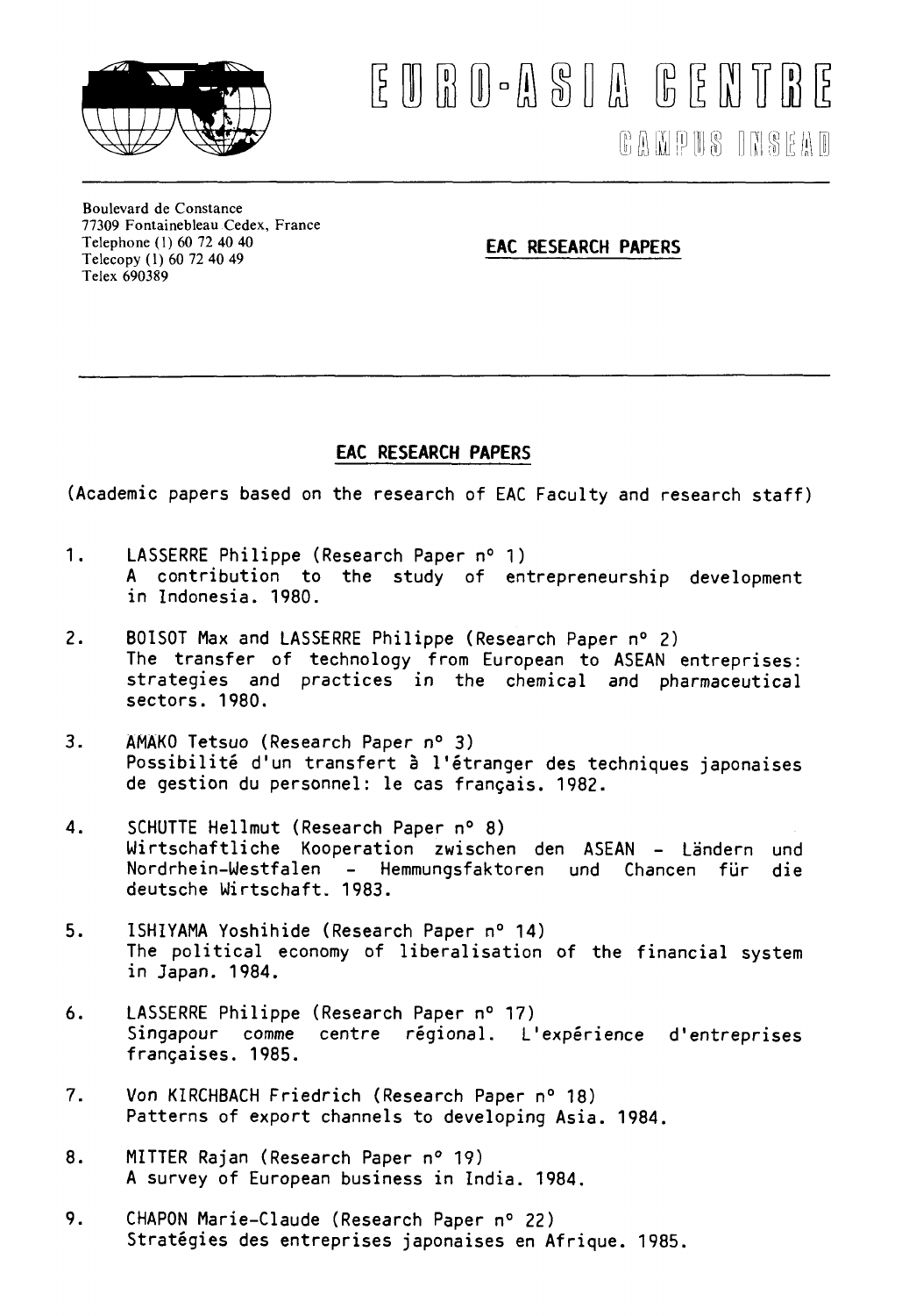# EURO-ASIA CENTRE

CAMPUS INSEAD

Boulevard de Constance
77309 Fontainebleau Cedex, France
Telephone (1) 60 72 40 40
Telecopy (1) 60 72 40 49
Telex 690389

**EAC RESEARCH PAPERS**

## EAC RESEARCH PAPERS

(Academic papers based on the research of EAC Faculty and research staff)

1. LASSERRE Philippe (Research Paper n° 1)
   A contribution to the study of entrepreneurship development in Indonesia. 1980.

2. BOISOT Max and LASSERRE Philippe (Research Paper n° 2)
   The transfer of technology from European to ASEAN entreprises: strategies and practices in the chemical and pharmaceutical sectors. 1980.

3. AMAKO Tetsuo (Research Paper n° 3)
   Possibilité d'un transfert à l'étranger des techniques japonaises de gestion du personnel: le cas français. 1982.

4. SCHUTTE Hellmut (Research Paper n° 8)
   Wirtschaftliche Kooperation zwischen den ASEAN - Ländern und Nordrhein-Westfalen - Hemmungsfaktoren und Chancen für die deutsche Wirtschaft. 1983.

5. ISHIYAMA Yoshihide (Research Paper n° 14)
   The political economy of liberalisation of the financial system in Japan. 1984.

6. LASSERRE Philippe (Research Paper n° 17)
   Singapour comme centre régional. L'expérience d'entreprises françaises. 1985.

7. Von KIRCHBACH Friedrich (Research Paper n° 18)
   Patterns of export channels to developing Asia. 1984.

8. MITTER Rajan (Research Paper n° 19)
   A survey of European business in India. 1984.

9. CHAPON Marie-Claude (Research Paper n° 22)
   Stratégies des entreprises japonaises en Afrique. 1985.